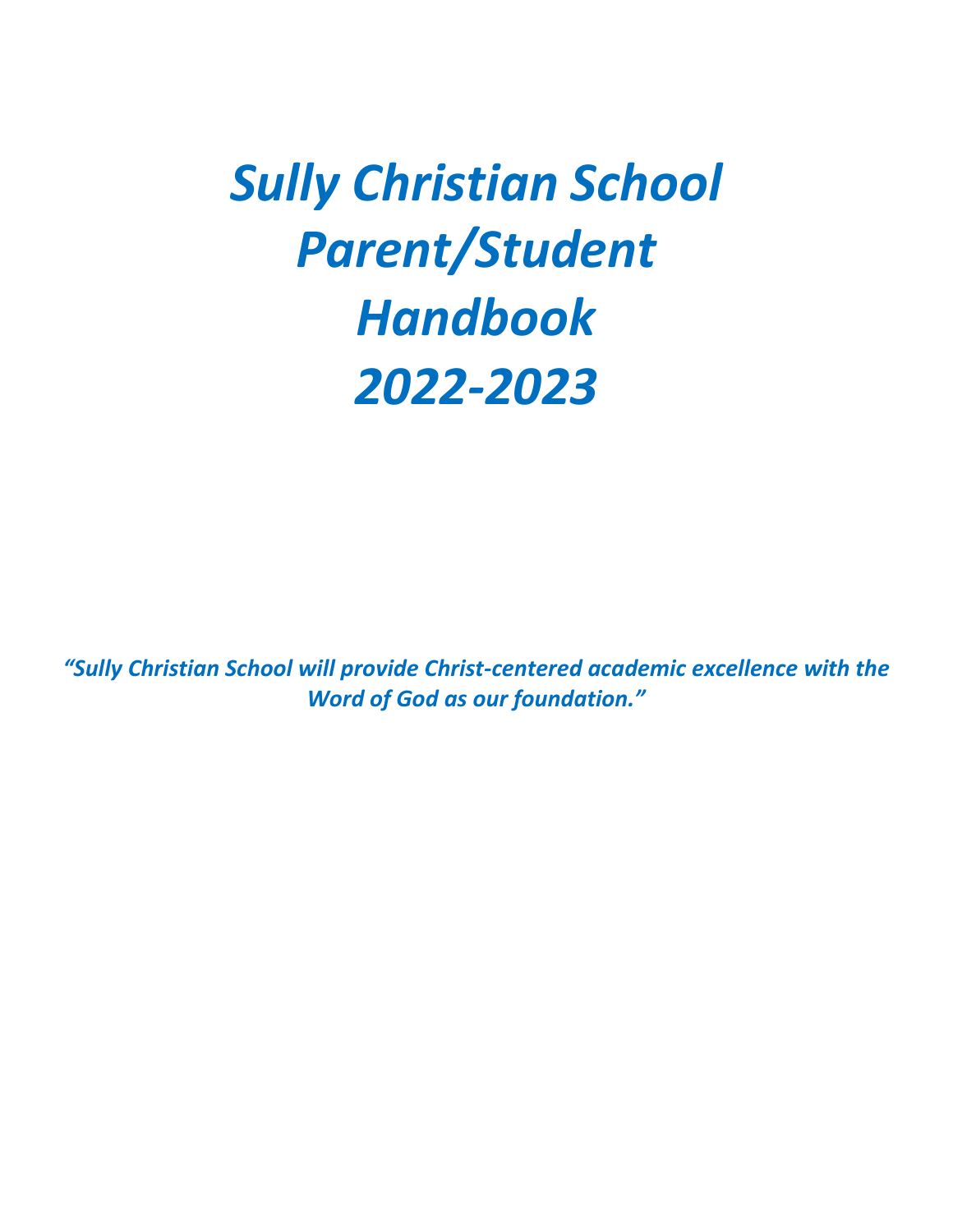# *Sully Christian School Parent/Student Handbook 2022-2023*

***"Sully Christian School will provide Christ-centered academic excellence with the Word of God as our foundation."***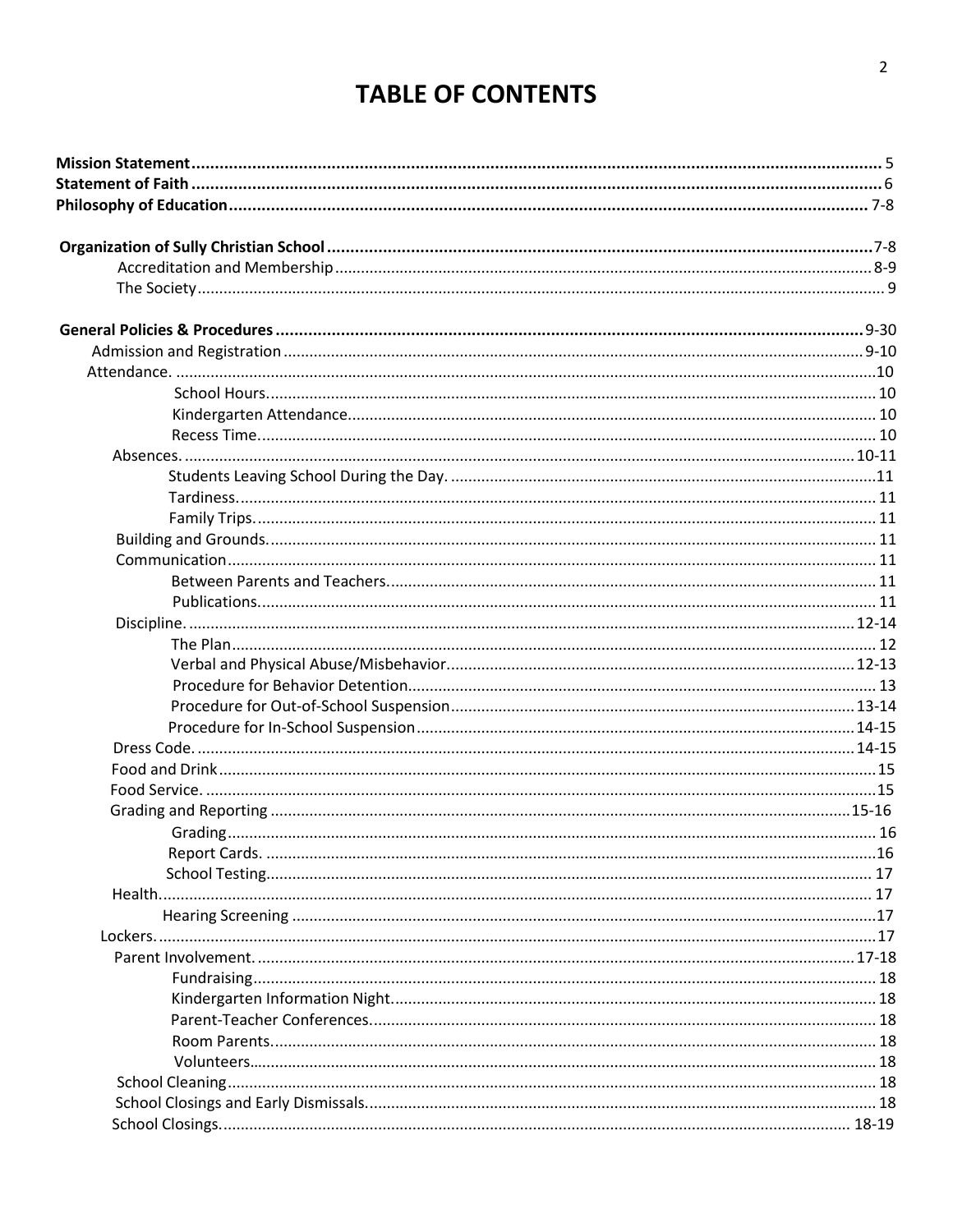# TABLE OF CONTENTS

| | |
|---|---|
| **Mission Statement** | 5 |
| **Statement of Faith** | 6 |
| **Philosophy of Education** | 7-8 |
| | |
| **Organization of Sully Christian School** | 7-8 |
| Accreditation and Membership | 8-9 |
| The Society | 9 |
| | |
| **General Policies & Procedures** | 9-30 |
| Admission and Registration | 9-10 |
| Attendance. | 10 |
| School Hours. | 10 |
| Kindergarten Attendance. | 10 |
| Recess Time. | 10 |
| Absences. | 10-11 |
| Students Leaving School During the Day. | 11 |
| Tardiness. | 11 |
| Family Trips. | 11 |
| Building and Grounds. | 11 |
| Communication | 11 |
| Between Parents and Teachers. | 11 |
| Publications. | 11 |
| Discipline. | 12-14 |
| The Plan | 12 |
| Verbal and Physical Abuse/Misbehavior. | 12-13 |
| Procedure for Behavior Detention. | 13 |
| Procedure for Out-of-School Suspension | 13-14 |
| Procedure for In-School Suspension | 14-15 |
| Dress Code. | 14-15 |
| Food and Drink | 15 |
| Food Service. | 15 |
| Grading and Reporting | 15-16 |
| Grading | 16 |
| Report Cards. | 16 |
| School Testing. | 17 |
| Health. | 17 |
| Hearing Screening | 17 |
| Lockers. | 17 |
| Parent Involvement. | 17-18 |
| Fundraising | 18 |
| Kindergarten Information Night. | 18 |
| Parent-Teacher Conferences. | 18 |
| Room Parents. | 18 |
| Volunteers. | 18 |
| School Cleaning | 18 |
| School Closings and Early Dismissals. | 18 |
| School Closings. | 18-19 |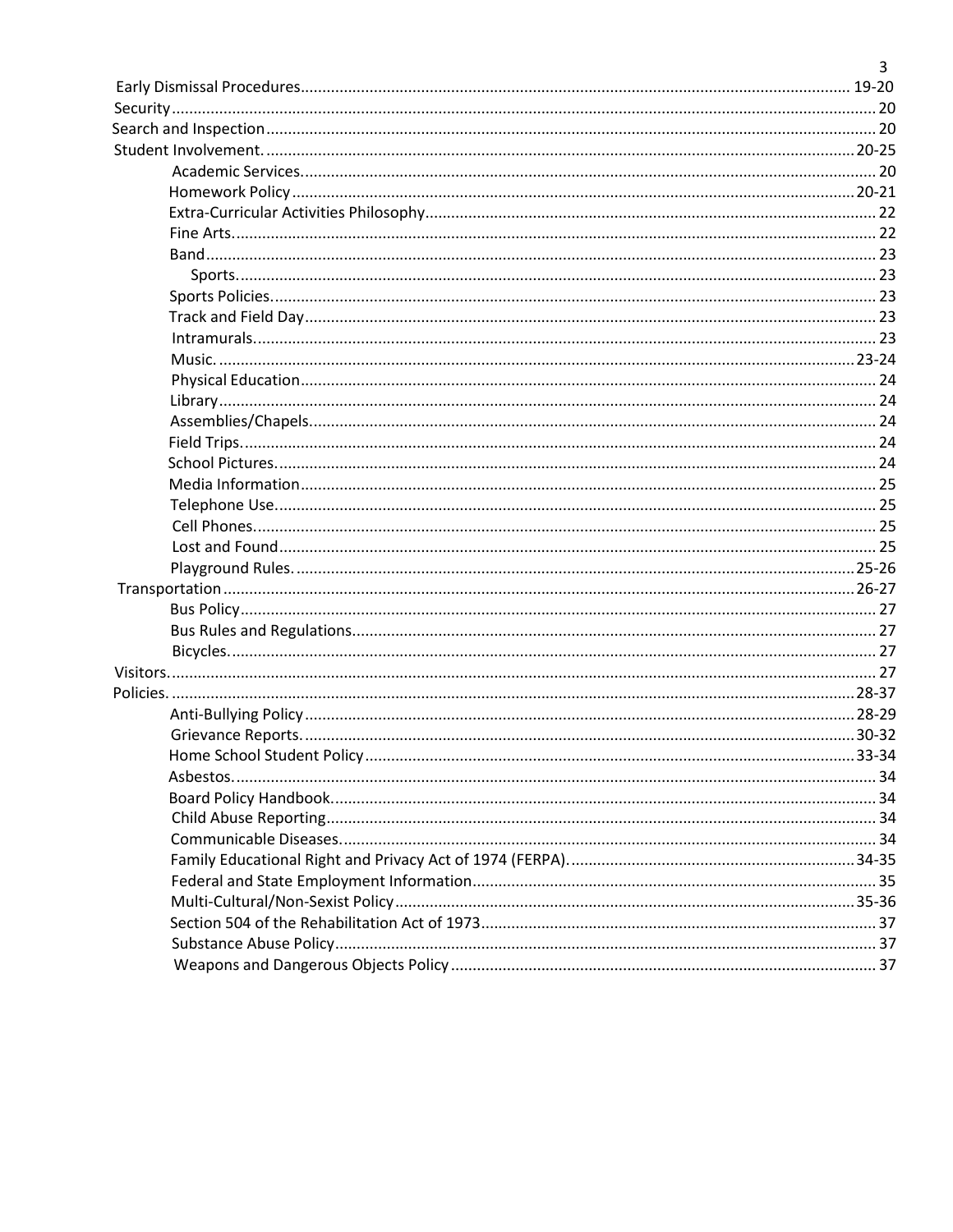- Early Dismissal Procedures ........ 19-20
- Security ........ 20
- Search and Inspection ........ 20
- Student Involvement. ........ 20-25
  - Academic Services. ........ 20
  - Homework Policy ........ 20-21
  - Extra-Curricular Activities Philosophy ........ 22
  - Fine Arts. ........ 22
  - Band ........ 23
    - Sports. ........ 23
  - Sports Policies. ........ 23
  - Track and Field Day ........ 23
  - Intramurals. ........ 23
  - Music. ........ 23-24
  - Physical Education ........ 24
  - Library ........ 24
  - Assemblies/Chapels. ........ 24
  - Field Trips. ........ 24
  - School Pictures. ........ 24
  - Media Information ........ 25
  - Telephone Use. ........ 25
  - Cell Phones. ........ 25
  - Lost and Found ........ 25
  - Playground Rules. ........ 25-26
- Transportation ........ 26-27
  - Bus Policy ........ 27
  - Bus Rules and Regulations. ........ 27
  - Bicycles. ........ 27
- Visitors. ........ 27
- Policies. ........ 28-37
  - Anti-Bullying Policy ........ 28-29
  - Grievance Reports. ........ 30-32
  - Home School Student Policy ........ 33-34
  - Asbestos. ........ 34
  - Board Policy Handbook. ........ 34
  - Child Abuse Reporting ........ 34
  - Communicable Diseases. ........ 34
  - Family Educational Right and Privacy Act of 1974 (FERPA). ........ 34-35
  - Federal and State Employment Information ........ 35
  - Multi-Cultural/Non-Sexist Policy ........ 35-36
  - Section 504 of the Rehabilitation Act of 1973 ........ 37
  - Substance Abuse Policy ........ 37
  - Weapons and Dangerous Objects Policy ........ 37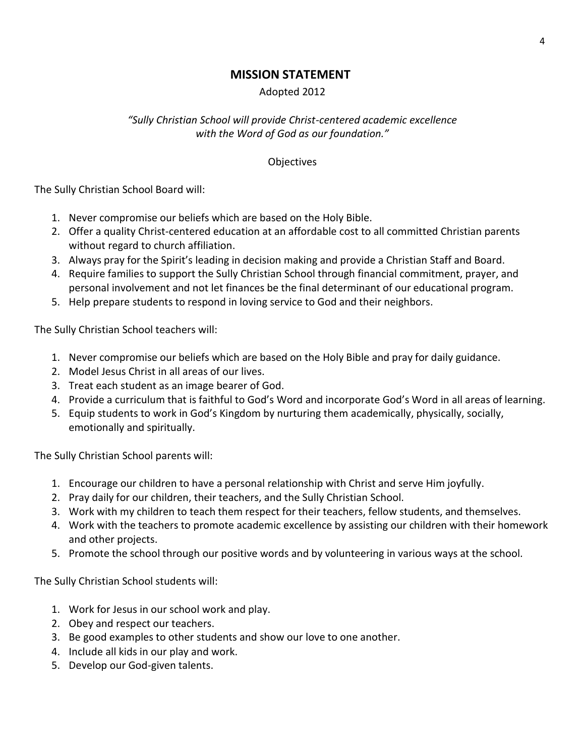## MISSION STATEMENT

Adopted 2012

*"Sully Christian School will provide Christ-centered academic excellence with the Word of God as our foundation."*

Objectives

The Sully Christian School Board will:

1. Never compromise our beliefs which are based on the Holy Bible.
2. Offer a quality Christ-centered education at an affordable cost to all committed Christian parents without regard to church affiliation.
3. Always pray for the Spirit's leading in decision making and provide a Christian Staff and Board.
4. Require families to support the Sully Christian School through financial commitment, prayer, and personal involvement and not let finances be the final determinant of our educational program.
5. Help prepare students to respond in loving service to God and their neighbors.

The Sully Christian School teachers will:

1. Never compromise our beliefs which are based on the Holy Bible and pray for daily guidance.
2. Model Jesus Christ in all areas of our lives.
3. Treat each student as an image bearer of God.
4. Provide a curriculum that is faithful to God's Word and incorporate God's Word in all areas of learning.
5. Equip students to work in God's Kingdom by nurturing them academically, physically, socially, emotionally and spiritually.

The Sully Christian School parents will:

1. Encourage our children to have a personal relationship with Christ and serve Him joyfully.
2. Pray daily for our children, their teachers, and the Sully Christian School.
3. Work with my children to teach them respect for their teachers, fellow students, and themselves.
4. Work with the teachers to promote academic excellence by assisting our children with their homework and other projects.
5. Promote the school through our positive words and by volunteering in various ways at the school.

The Sully Christian School students will:

1. Work for Jesus in our school work and play.
2. Obey and respect our teachers.
3. Be good examples to other students and show our love to one another.
4. Include all kids in our play and work.
5. Develop our God-given talents.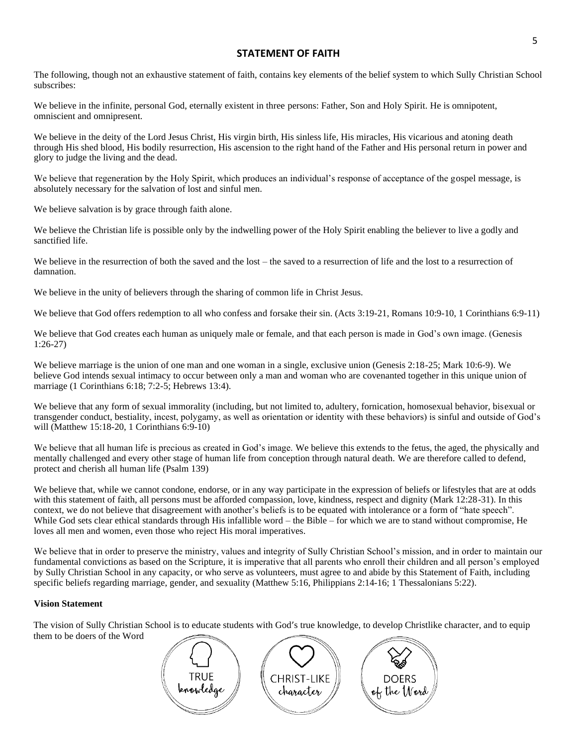## STATEMENT OF FAITH

The following, though not an exhaustive statement of faith, contains key elements of the belief system to which Sully Christian School subscribes:

We believe in the infinite, personal God, eternally existent in three persons: Father, Son and Holy Spirit. He is omnipotent, omniscient and omnipresent.

We believe in the deity of the Lord Jesus Christ, His virgin birth, His sinless life, His miracles, His vicarious and atoning death through His shed blood, His bodily resurrection, His ascension to the right hand of the Father and His personal return in power and glory to judge the living and the dead.

We believe that regeneration by the Holy Spirit, which produces an individual's response of acceptance of the gospel message, is absolutely necessary for the salvation of lost and sinful men.

We believe salvation is by grace through faith alone.

We believe the Christian life is possible only by the indwelling power of the Holy Spirit enabling the believer to live a godly and sanctified life.

We believe in the resurrection of both the saved and the lost – the saved to a resurrection of life and the lost to a resurrection of damnation.

We believe in the unity of believers through the sharing of common life in Christ Jesus.

We believe that God offers redemption to all who confess and forsake their sin. (Acts 3:19-21, Romans 10:9-10, 1 Corinthians 6:9-11)

We believe that God creates each human as uniquely male or female, and that each person is made in God's own image. (Genesis 1:26-27)

We believe marriage is the union of one man and one woman in a single, exclusive union (Genesis 2:18-25; Mark 10:6-9). We believe God intends sexual intimacy to occur between only a man and woman who are covenanted together in this unique union of marriage (1 Corinthians 6:18; 7:2-5; Hebrews 13:4).

We believe that any form of sexual immorality (including, but not limited to, adultery, fornication, homosexual behavior, bisexual or transgender conduct, bestiality, incest, polygamy, as well as orientation or identity with these behaviors) is sinful and outside of God's will (Matthew 15:18-20, 1 Corinthians 6:9-10)

We believe that all human life is precious as created in God's image. We believe this extends to the fetus, the aged, the physically and mentally challenged and every other stage of human life from conception through natural death. We are therefore called to defend, protect and cherish all human life (Psalm 139)

We believe that, while we cannot condone, endorse, or in any way participate in the expression of beliefs or lifestyles that are at odds with this statement of faith, all persons must be afforded compassion, love, kindness, respect and dignity (Mark 12:28-31). In this context, we do not believe that disagreement with another's beliefs is to be equated with intolerance or a form of "hate speech". While God sets clear ethical standards through His infallible word – the Bible – for which we are to stand without compromise, He loves all men and women, even those who reject His moral imperatives.

We believe that in order to preserve the ministry, values and integrity of Sully Christian School's mission, and in order to maintain our fundamental convictions as based on the Scripture, it is imperative that all parents who enroll their children and all person's employed by Sully Christian School in any capacity, or who serve as volunteers, must agree to and abide by this Statement of Faith, including specific beliefs regarding marriage, gender, and sexuality (Matthew 5:16, Philippians 2:14-16; 1 Thessalonians 5:22).

**Vision Statement**

The vision of Sully Christian School is to educate students with God's true knowledge, to develop Christlike character, and to equip them to be doers of the Word

TRUE knowledge | CHRIST-LIKE character | DOERS of the Word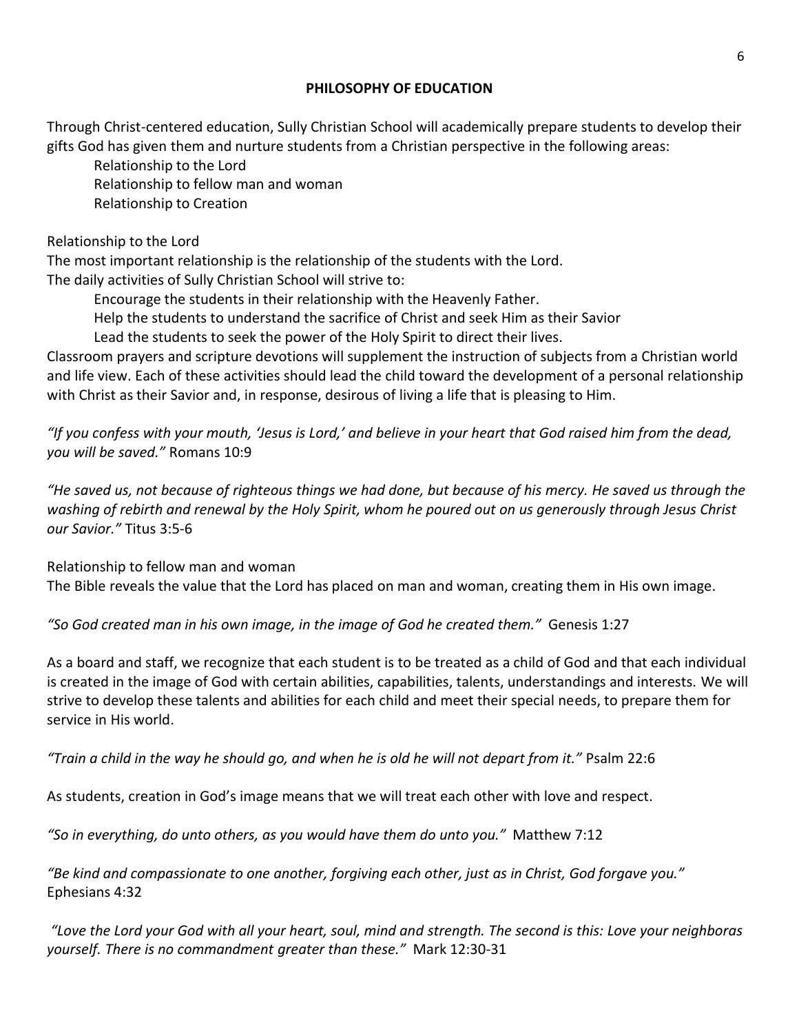**PHILOSOPHY OF EDUCATION**

Through Christ-centered education, Sully Christian School will academically prepare students to develop their gifts God has given them and nurture students from a Christian perspective in the following areas:

Relationship to the Lord
Relationship to fellow man and woman
Relationship to Creation

Relationship to the Lord
The most important relationship is the relationship of the students with the Lord.
The daily activities of Sully Christian School will strive to:

Encourage the students in their relationship with the Heavenly Father.
Help the students to understand the sacrifice of Christ and seek Him as their Savior
Lead the students to seek the power of the Holy Spirit to direct their lives.

Classroom prayers and scripture devotions will supplement the instruction of subjects from a Christian world and life view. Each of these activities should lead the child toward the development of a personal relationship with Christ as their Savior and, in response, desirous of living a life that is pleasing to Him.

*"If you confess with your mouth, 'Jesus is Lord,' and believe in your heart that God raised him from the dead, you will be saved."* Romans 10:9

*"He saved us, not because of righteous things we had done, but because of his mercy. He saved us through the washing of rebirth and renewal by the Holy Spirit, whom he poured out on us generously through Jesus Christ our Savior."* Titus 3:5-6

Relationship to fellow man and woman
The Bible reveals the value that the Lord has placed on man and woman, creating them in His own image.

*"So God created man in his own image, in the image of God he created them."* Genesis 1:27

As a board and staff, we recognize that each student is to be treated as a child of God and that each individual is created in the image of God with certain abilities, capabilities, talents, understandings and interests. We will strive to develop these talents and abilities for each child and meet their special needs, to prepare them for service in His world.

*"Train a child in the way he should go, and when he is old he will not depart from it."* Psalm 22:6

As students, creation in God's image means that we will treat each other with love and respect.

*"So in everything, do unto others, as you would have them do unto you."* Matthew 7:12

*"Be kind and compassionate to one another, forgiving each other, just as in Christ, God forgave you."* Ephesians 4:32

*"Love the Lord your God with all your heart, soul, mind and strength. The second is this: Love your neighboras yourself. There is no commandment greater than these."* Mark 12:30-31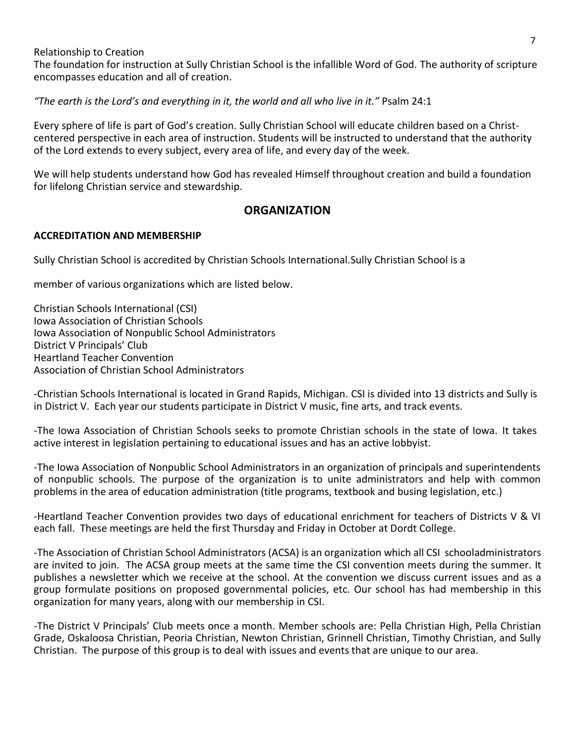Relationship to Creation

The foundation for instruction at Sully Christian School is the infallible Word of God. The authority of scripture encompasses education and all of creation.

*"The earth is the Lord's and everything in it, the world and all who live in it."* Psalm 24:1

Every sphere of life is part of God's creation. Sully Christian School will educate children based on a Christ-centered perspective in each area of instruction. Students will be instructed to understand that the authority of the Lord extends to every subject, every area of life, and every day of the week.

We will help students understand how God has revealed Himself throughout creation and build a foundation for lifelong Christian service and stewardship.

## ORGANIZATION

### ACCREDITATION AND MEMBERSHIP

Sully Christian School is accredited by Christian Schools International.Sully Christian School is a

member of various organizations which are listed below.

Christian Schools International (CSI)
Iowa Association of Christian Schools
Iowa Association of Nonpublic School Administrators
District V Principals' Club
Heartland Teacher Convention
Association of Christian School Administrators

-Christian Schools International is located in Grand Rapids, Michigan. CSI is divided into 13 districts and Sully is in District V. Each year our students participate in District V music, fine arts, and track events.

-The Iowa Association of Christian Schools seeks to promote Christian schools in the state of Iowa. It takes active interest in legislation pertaining to educational issues and has an active lobbyist.

-The Iowa Association of Nonpublic School Administrators in an organization of principals and superintendents of nonpublic schools. The purpose of the organization is to unite administrators and help with common problems in the area of education administration (title programs, textbook and busing legislation, etc.)

-Heartland Teacher Convention provides two days of educational enrichment for teachers of Districts V & VI each fall. These meetings are held the first Thursday and Friday in October at Dordt College.

-The Association of Christian School Administrators (ACSA) is an organization which all CSI schooladministrators are invited to join. The ACSA group meets at the same time the CSI convention meets during the summer. It publishes a newsletter which we receive at the school. At the convention we discuss current issues and as a group formulate positions on proposed governmental policies, etc. Our school has had membership in this organization for many years, along with our membership in CSI.

-The District V Principals' Club meets once a month. Member schools are: Pella Christian High, Pella Christian Grade, Oskaloosa Christian, Peoria Christian, Newton Christian, Grinnell Christian, Timothy Christian, and Sully Christian. The purpose of this group is to deal with issues and events that are unique to our area.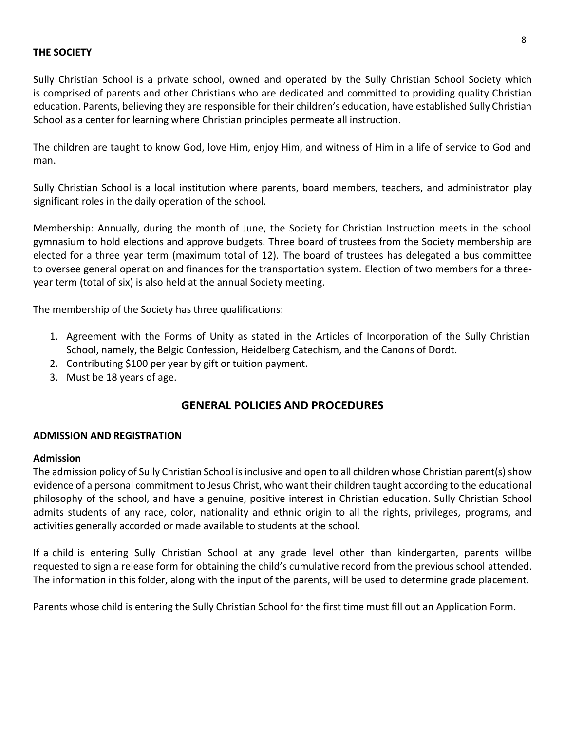**THE SOCIETY**

Sully Christian School is a private school, owned and operated by the Sully Christian School Society which is comprised of parents and other Christians who are dedicated and committed to providing quality Christian education. Parents, believing they are responsible for their children's education, have established Sully Christian School as a center for learning where Christian principles permeate all instruction.

The children are taught to know God, love Him, enjoy Him, and witness of Him in a life of service to God and man.

Sully Christian School is a local institution where parents, board members, teachers, and administrator play significant roles in the daily operation of the school.

Membership: Annually, during the month of June, the Society for Christian Instruction meets in the school gymnasium to hold elections and approve budgets. Three board of trustees from the Society membership are elected for a three year term (maximum total of 12). The board of trustees has delegated a bus committee to oversee general operation and finances for the transportation system. Election of two members for a three-year term (total of six) is also held at the annual Society meeting.

The membership of the Society has three qualifications:

1. Agreement with the Forms of Unity as stated in the Articles of Incorporation of the Sully Christian School, namely, the Belgic Confession, Heidelberg Catechism, and the Canons of Dordt.
2. Contributing $100 per year by gift or tuition payment.
3. Must be 18 years of age.

## GENERAL POLICIES AND PROCEDURES

**ADMISSION AND REGISTRATION**

**Admission**

The admission policy of Sully Christian School is inclusive and open to all children whose Christian parent(s) show evidence of a personal commitment to Jesus Christ, who want their children taught according to the educational philosophy of the school, and have a genuine, positive interest in Christian education. Sully Christian School admits students of any race, color, nationality and ethnic origin to all the rights, privileges, programs, and activities generally accorded or made available to students at the school.

If a child is entering Sully Christian School at any grade level other than kindergarten, parents willbe requested to sign a release form for obtaining the child's cumulative record from the previous school attended. The information in this folder, along with the input of the parents, will be used to determine grade placement.

Parents whose child is entering the Sully Christian School for the first time must fill out an Application Form.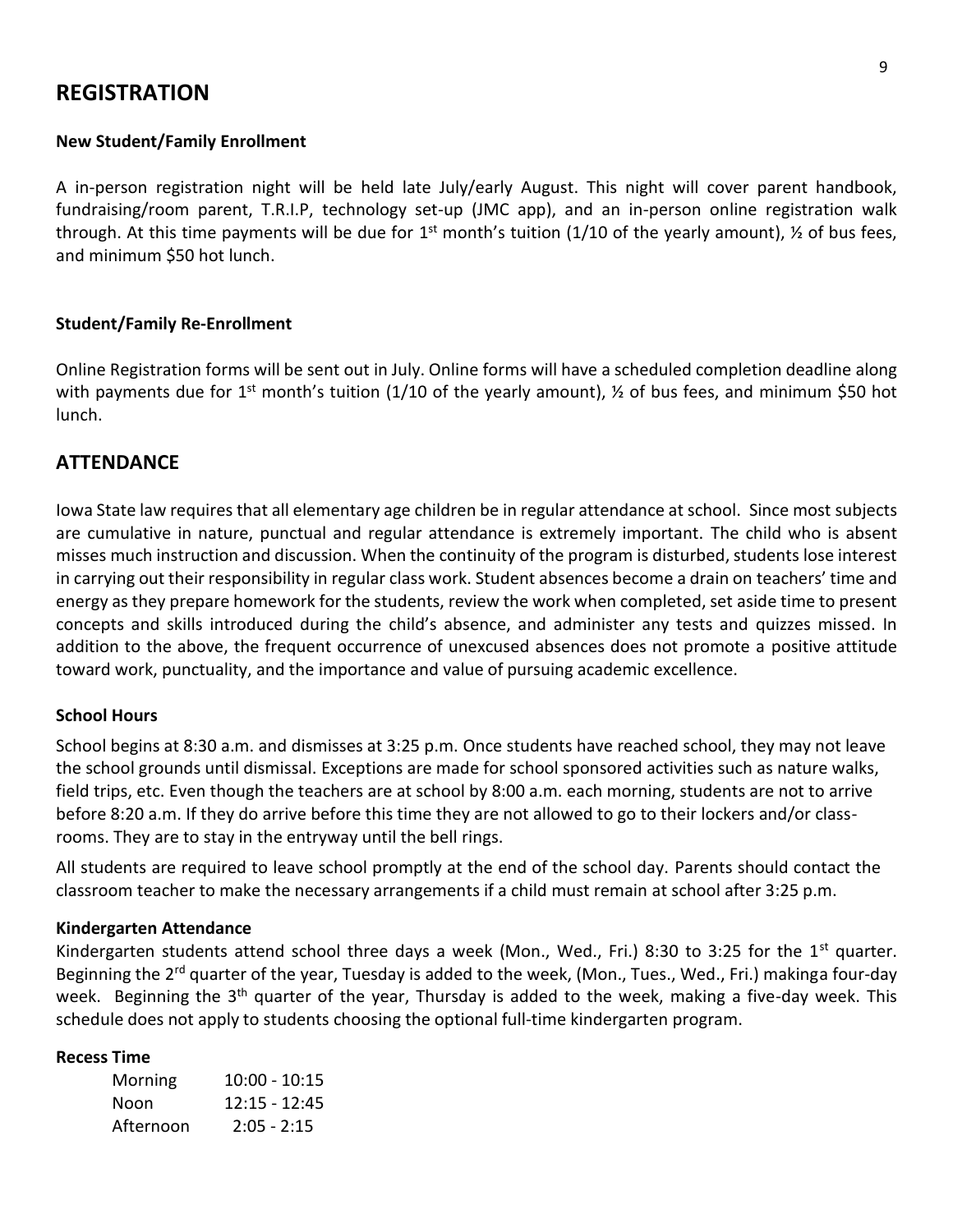## REGISTRATION

### New Student/Family Enrollment

A in-person registration night will be held late July/early August. This night will cover parent handbook, fundraising/room parent, T.R.I.P, technology set-up (JMC app), and an in-person online registration walk through. At this time payments will be due for 1st month's tuition (1/10 of the yearly amount), ½ of bus fees, and minimum $50 hot lunch.

### Student/Family Re-Enrollment

Online Registration forms will be sent out in July. Online forms will have a scheduled completion deadline along with payments due for 1st month's tuition (1/10 of the yearly amount), ½ of bus fees, and minimum $50 hot lunch.

## ATTENDANCE

Iowa State law requires that all elementary age children be in regular attendance at school. Since most subjects are cumulative in nature, punctual and regular attendance is extremely important. The child who is absent misses much instruction and discussion. When the continuity of the program is disturbed, students lose interest in carrying out their responsibility in regular class work. Student absences become a drain on teachers' time and energy as they prepare homework for the students, review the work when completed, set aside time to present concepts and skills introduced during the child's absence, and administer any tests and quizzes missed. In addition to the above, the frequent occurrence of unexcused absences does not promote a positive attitude toward work, punctuality, and the importance and value of pursuing academic excellence.

### School Hours

School begins at 8:30 a.m. and dismisses at 3:25 p.m. Once students have reached school, they may not leave the school grounds until dismissal. Exceptions are made for school sponsored activities such as nature walks, field trips, etc. Even though the teachers are at school by 8:00 a.m. each morning, students are not to arrive before 8:20 a.m. If they do arrive before this time they are not allowed to go to their lockers and/or class-rooms. They are to stay in the entryway until the bell rings.

All students are required to leave school promptly at the end of the school day. Parents should contact the classroom teacher to make the necessary arrangements if a child must remain at school after 3:25 p.m.

### Kindergarten Attendance

Kindergarten students attend school three days a week (Mon., Wed., Fri.) 8:30 to 3:25 for the 1st quarter. Beginning the 2rd quarter of the year, Tuesday is added to the week, (Mon., Tues., Wed., Fri.) makinga four-day week. Beginning the 3th quarter of the year, Thursday is added to the week, making a five-day week. This schedule does not apply to students choosing the optional full-time kindergarten program.

### Recess Time

| | |
|---|---|
| Morning | 10:00 - 10:15 |
| Noon | 12:15 - 12:45 |
| Afternoon | 2:05 - 2:15 |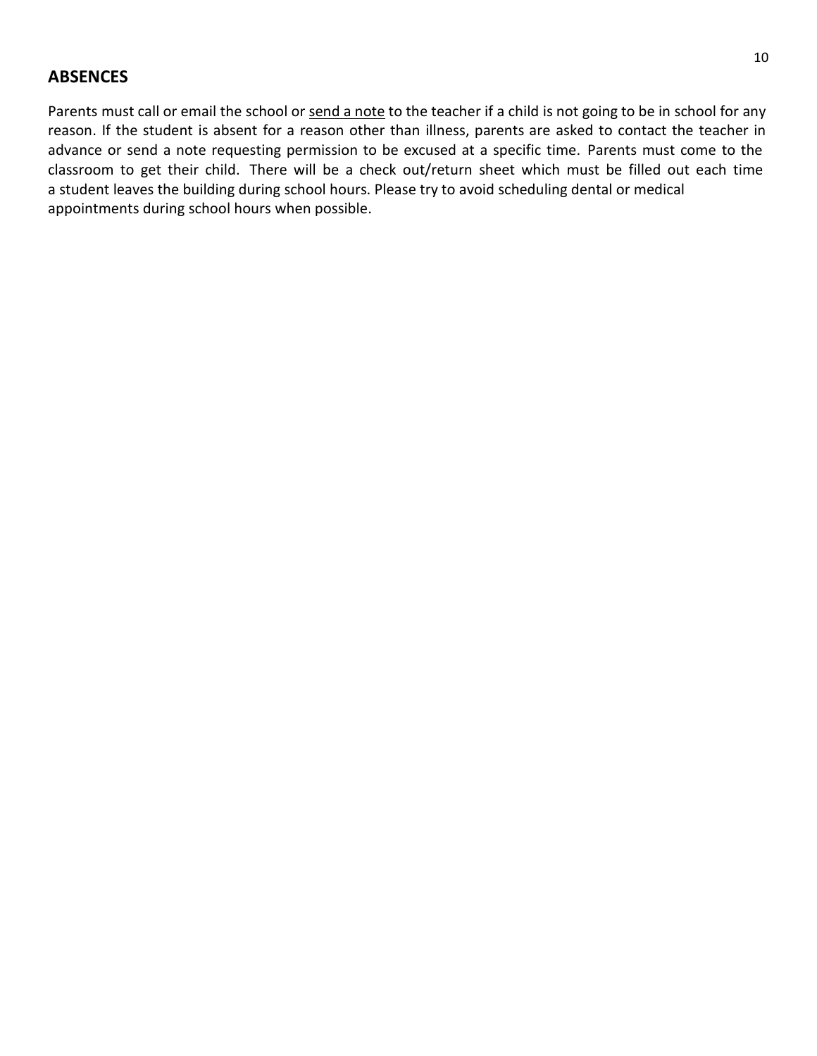## ABSENCES

Parents must call or email the school or <u>send a note</u> to the teacher if a child is not going to be in school for any reason. If the student is absent for a reason other than illness, parents are asked to contact the teacher in advance or send a note requesting permission to be excused at a specific time. Parents must come to the classroom to get their child. There will be a check out/return sheet which must be filled out each time a student leaves the building during school hours. Please try to avoid scheduling dental or medical appointments during school hours when possible.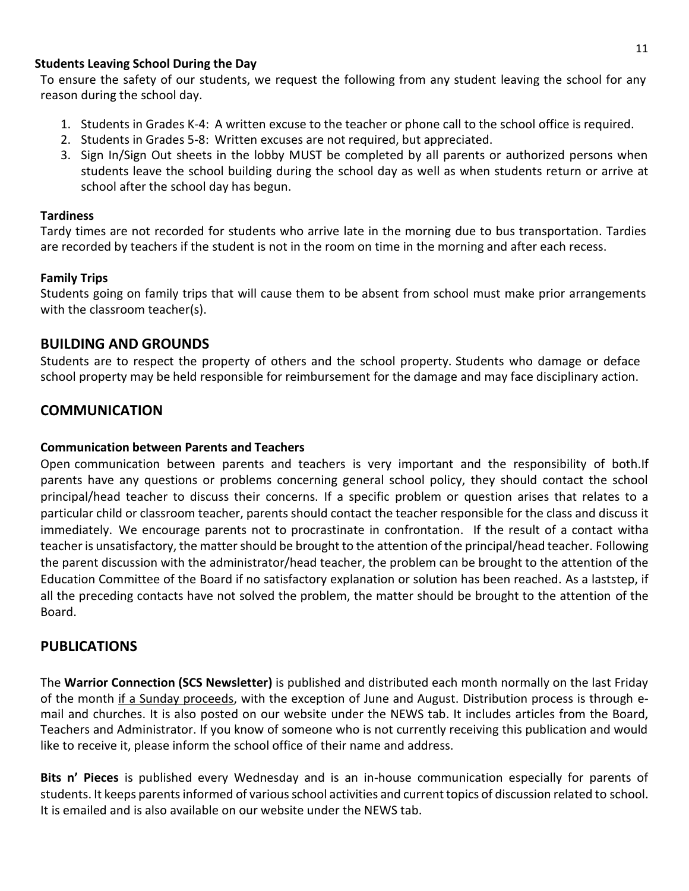**Students Leaving School During the Day**

To ensure the safety of our students, we request the following from any student leaving the school for any reason during the school day.

1. Students in Grades K-4: A written excuse to the teacher or phone call to the school office is required.
2. Students in Grades 5-8: Written excuses are not required, but appreciated.
3. Sign In/Sign Out sheets in the lobby MUST be completed by all parents or authorized persons when students leave the school building during the school day as well as when students return or arrive at school after the school day has begun.

**Tardiness**

Tardy times are not recorded for students who arrive late in the morning due to bus transportation. Tardies are recorded by teachers if the student is not in the room on time in the morning and after each recess.

**Family Trips**

Students going on family trips that will cause them to be absent from school must make prior arrangements with the classroom teacher(s).

## BUILDING AND GROUNDS

Students are to respect the property of others and the school property. Students who damage or deface school property may be held responsible for reimbursement for the damage and may face disciplinary action.

## COMMUNICATION

**Communication between Parents and Teachers**

Open communication between parents and teachers is very important and the responsibility of both.If parents have any questions or problems concerning general school policy, they should contact the school principal/head teacher to discuss their concerns. If a specific problem or question arises that relates to a particular child or classroom teacher, parents should contact the teacher responsible for the class and discuss it immediately. We encourage parents not to procrastinate in confrontation. If the result of a contact witha teacher is unsatisfactory, the matter should be brought to the attention of the principal/head teacher. Following the parent discussion with the administrator/head teacher, the problem can be brought to the attention of the Education Committee of the Board if no satisfactory explanation or solution has been reached. As a laststep, if all the preceding contacts have not solved the problem, the matter should be brought to the attention of the Board.

## PUBLICATIONS

The **Warrior Connection (SCS Newsletter)** is published and distributed each month normally on the last Friday of the month if a Sunday proceeds, with the exception of June and August. Distribution process is through e-mail and churches. It is also posted on our website under the NEWS tab. It includes articles from the Board, Teachers and Administrator. If you know of someone who is not currently receiving this publication and would like to receive it, please inform the school office of their name and address.

**Bits n' Pieces** is published every Wednesday and is an in-house communication especially for parents of students. It keeps parents informed of various school activities and current topics of discussion related to school. It is emailed and is also available on our website under the NEWS tab.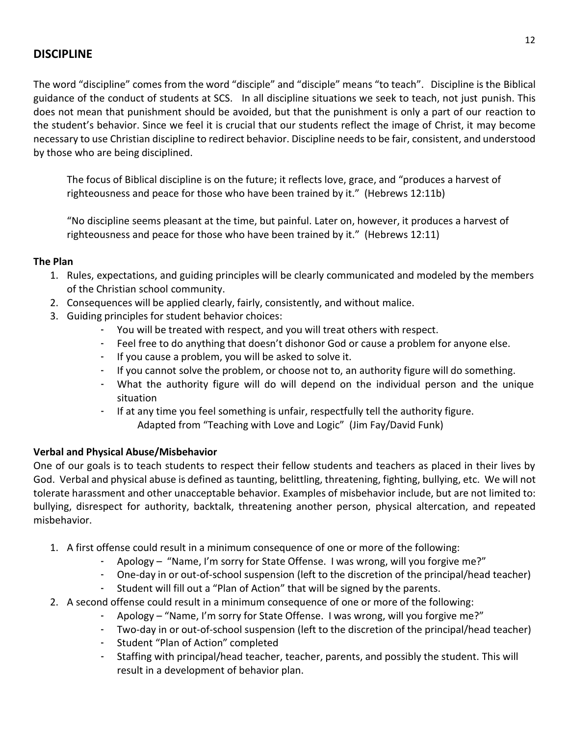## DISCIPLINE

The word "discipline" comes from the word "disciple" and "disciple" means "to teach". Discipline is the Biblical guidance of the conduct of students at SCS. In all discipline situations we seek to teach, not just punish. This does not mean that punishment should be avoided, but that the punishment is only a part of our reaction to the student's behavior. Since we feel it is crucial that our students reflect the image of Christ, it may become necessary to use Christian discipline to redirect behavior. Discipline needs to be fair, consistent, and understood by those who are being disciplined.

> The focus of Biblical discipline is on the future; it reflects love, grace, and "produces a harvest of righteousness and peace for those who have been trained by it." (Hebrews 12:11b)
>
> "No discipline seems pleasant at the time, but painful. Later on, however, it produces a harvest of righteousness and peace for those who have been trained by it." (Hebrews 12:11)

**The Plan**

1. Rules, expectations, and guiding principles will be clearly communicated and modeled by the members of the Christian school community.
2. Consequences will be applied clearly, fairly, consistently, and without malice.
3. Guiding principles for student behavior choices:
   - You will be treated with respect, and you will treat others with respect.
   - Feel free to do anything that doesn't dishonor God or cause a problem for anyone else.
   - If you cause a problem, you will be asked to solve it.
   - If you cannot solve the problem, or choose not to, an authority figure will do something.
   - What the authority figure will do will depend on the individual person and the unique situation
   - If at any time you feel something is unfair, respectfully tell the authority figure.

     Adapted from "Teaching with Love and Logic" (Jim Fay/David Funk)

**Verbal and Physical Abuse/Misbehavior**

One of our goals is to teach students to respect their fellow students and teachers as placed in their lives by God. Verbal and physical abuse is defined as taunting, belittling, threatening, fighting, bullying, etc. We will not tolerate harassment and other unacceptable behavior. Examples of misbehavior include, but are not limited to: bullying, disrespect for authority, backtalk, threatening another person, physical altercation, and repeated misbehavior.

1. A first offense could result in a minimum consequence of one or more of the following:
   - Apology – "Name, I'm sorry for State Offense. I was wrong, will you forgive me?"
   - One-day in or out-of-school suspension (left to the discretion of the principal/head teacher)
   - Student will fill out a "Plan of Action" that will be signed by the parents.
2. A second offense could result in a minimum consequence of one or more of the following:
   - Apology – "Name, I'm sorry for State Offense. I was wrong, will you forgive me?"
   - Two-day in or out-of-school suspension (left to the discretion of the principal/head teacher)
   - Student "Plan of Action" completed
   - Staffing with principal/head teacher, teacher, parents, and possibly the student. This will result in a development of behavior plan.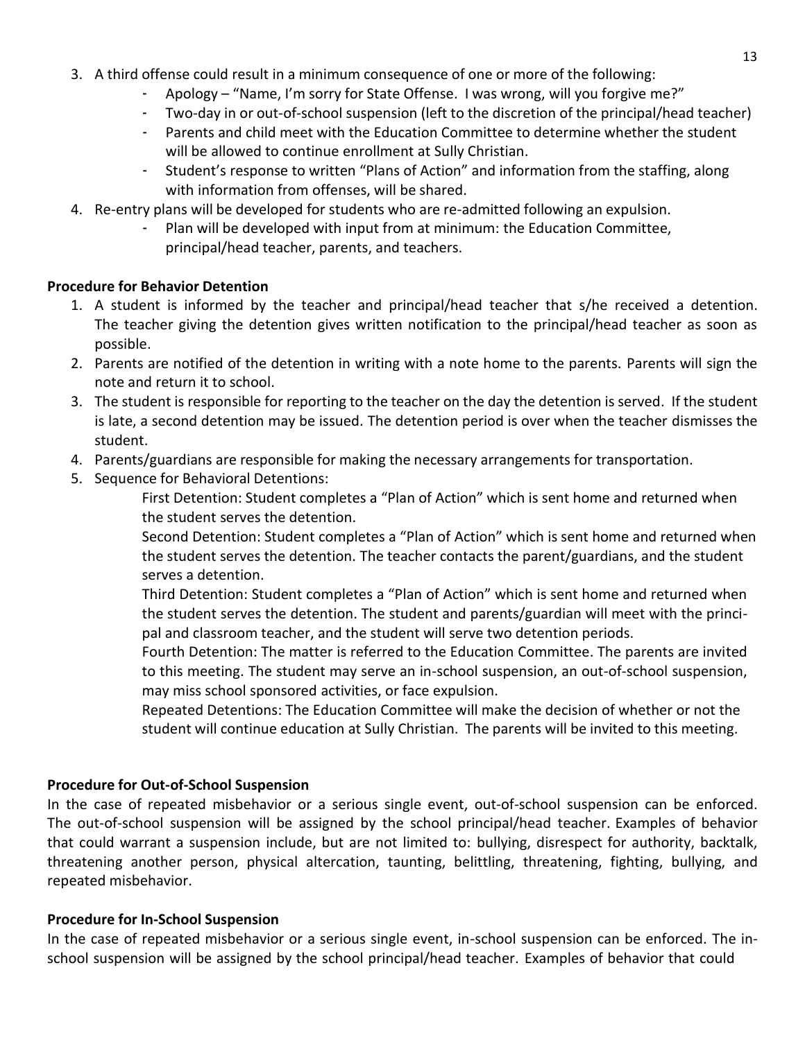3. A third offense could result in a minimum consequence of one or more of the following:
   - Apology – "Name, I'm sorry for State Offense. I was wrong, will you forgive me?"
   - Two-day in or out-of-school suspension (left to the discretion of the principal/head teacher)
   - Parents and child meet with the Education Committee to determine whether the student will be allowed to continue enrollment at Sully Christian.
   - Student's response to written "Plans of Action" and information from the staffing, along with information from offenses, will be shared.
4. Re-entry plans will be developed for students who are re-admitted following an expulsion.
   - Plan will be developed with input from at minimum: the Education Committee, principal/head teacher, parents, and teachers.

**Procedure for Behavior Detention**

1. A student is informed by the teacher and principal/head teacher that s/he received a detention. The teacher giving the detention gives written notification to the principal/head teacher as soon as possible.
2. Parents are notified of the detention in writing with a note home to the parents. Parents will sign the note and return it to school.
3. The student is responsible for reporting to the teacher on the day the detention is served. If the student is late, a second detention may be issued. The detention period is over when the teacher dismisses the student.
4. Parents/guardians are responsible for making the necessary arrangements for transportation.
5. Sequence for Behavioral Detentions:

   First Detention: Student completes a "Plan of Action" which is sent home and returned when the student serves the detention.

   Second Detention: Student completes a "Plan of Action" which is sent home and returned when the student serves the detention. The teacher contacts the parent/guardians, and the student serves a detention.

   Third Detention: Student completes a "Plan of Action" which is sent home and returned when the student serves the detention. The student and parents/guardian will meet with the principal and classroom teacher, and the student will serve two detention periods.

   Fourth Detention: The matter is referred to the Education Committee. The parents are invited to this meeting. The student may serve an in-school suspension, an out-of-school suspension, may miss school sponsored activities, or face expulsion.

   Repeated Detentions: The Education Committee will make the decision of whether or not the student will continue education at Sully Christian. The parents will be invited to this meeting.

**Procedure for Out-of-School Suspension**

In the case of repeated misbehavior or a serious single event, out-of-school suspension can be enforced. The out-of-school suspension will be assigned by the school principal/head teacher. Examples of behavior that could warrant a suspension include, but are not limited to: bullying, disrespect for authority, backtalk, threatening another person, physical altercation, taunting, belittling, threatening, fighting, bullying, and repeated misbehavior.

**Procedure for In-School Suspension**

In the case of repeated misbehavior or a serious single event, in-school suspension can be enforced. The in-school suspension will be assigned by the school principal/head teacher. Examples of behavior that could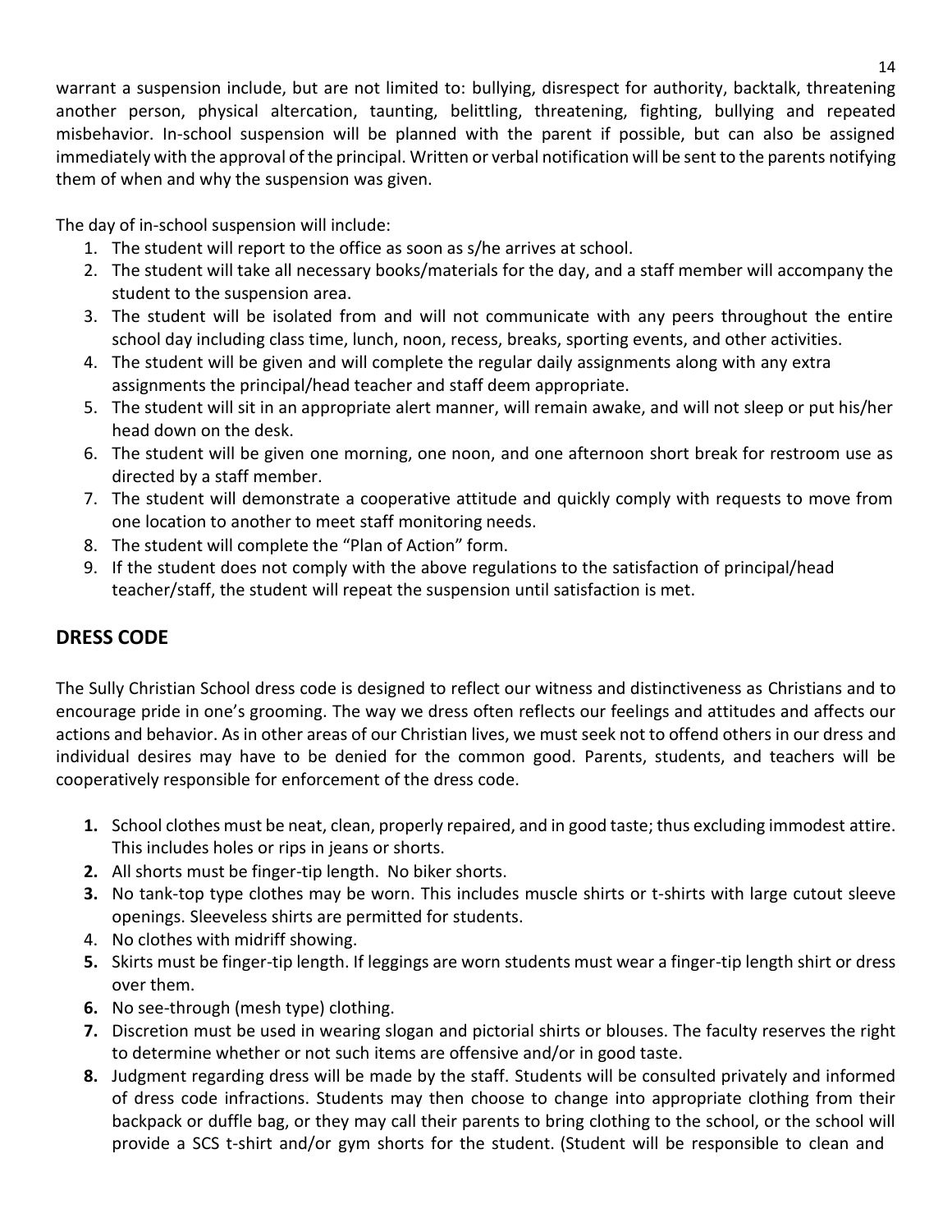warrant a suspension include, but are not limited to: bullying, disrespect for authority, backtalk, threatening another person, physical altercation, taunting, belittling, threatening, fighting, bullying and repeated misbehavior. In-school suspension will be planned with the parent if possible, but can also be assigned immediately with the approval of the principal. Written or verbal notification will be sent to the parents notifying them of when and why the suspension was given.

The day of in-school suspension will include:

1. The student will report to the office as soon as s/he arrives at school.
2. The student will take all necessary books/materials for the day, and a staff member will accompany the student to the suspension area.
3. The student will be isolated from and will not communicate with any peers throughout the entire school day including class time, lunch, noon, recess, breaks, sporting events, and other activities.
4. The student will be given and will complete the regular daily assignments along with any extra assignments the principal/head teacher and staff deem appropriate.
5. The student will sit in an appropriate alert manner, will remain awake, and will not sleep or put his/her head down on the desk.
6. The student will be given one morning, one noon, and one afternoon short break for restroom use as directed by a staff member.
7. The student will demonstrate a cooperative attitude and quickly comply with requests to move from one location to another to meet staff monitoring needs.
8. The student will complete the "Plan of Action" form.
9. If the student does not comply with the above regulations to the satisfaction of principal/head teacher/staff, the student will repeat the suspension until satisfaction is met.

## DRESS CODE

The Sully Christian School dress code is designed to reflect our witness and distinctiveness as Christians and to encourage pride in one's grooming. The way we dress often reflects our feelings and attitudes and affects our actions and behavior. As in other areas of our Christian lives, we must seek not to offend others in our dress and individual desires may have to be denied for the common good. Parents, students, and teachers will be cooperatively responsible for enforcement of the dress code.

1. School clothes must be neat, clean, properly repaired, and in good taste; thus excluding immodest attire. This includes holes or rips in jeans or shorts.
2. All shorts must be finger-tip length. No biker shorts.
3. No tank-top type clothes may be worn. This includes muscle shirts or t-shirts with large cutout sleeve openings. Sleeveless shirts are permitted for students.
4. No clothes with midriff showing.
5. Skirts must be finger-tip length. If leggings are worn students must wear a finger-tip length shirt or dress over them.
6. No see-through (mesh type) clothing.
7. Discretion must be used in wearing slogan and pictorial shirts or blouses. The faculty reserves the right to determine whether or not such items are offensive and/or in good taste.
8. Judgment regarding dress will be made by the staff. Students will be consulted privately and informed of dress code infractions. Students may then choose to change into appropriate clothing from their backpack or duffle bag, or they may call their parents to bring clothing to the school, or the school will provide a SCS t-shirt and/or gym shorts for the student. (Student will be responsible to clean and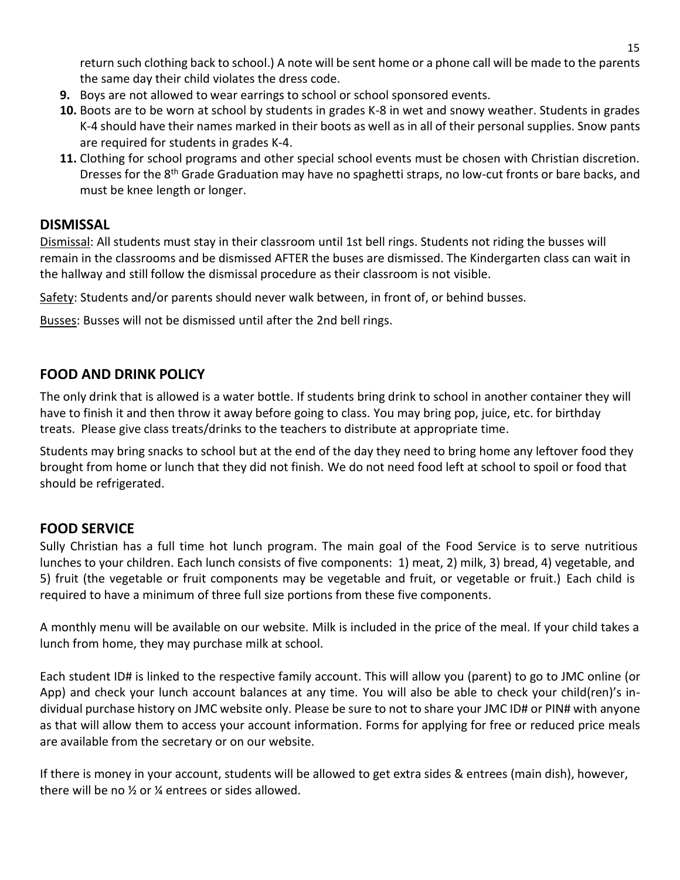return such clothing back to school.) A note will be sent home or a phone call will be made to the parents the same day their child violates the dress code.

9. Boys are not allowed to wear earrings to school or school sponsored events.
10. Boots are to be worn at school by students in grades K-8 in wet and snowy weather. Students in grades K-4 should have their names marked in their boots as well as in all of their personal supplies. Snow pants are required for students in grades K-4.
11. Clothing for school programs and other special school events must be chosen with Christian discretion. Dresses for the 8th Grade Graduation may have no spaghetti straps, no low-cut fronts or bare backs, and must be knee length or longer.

## DISMISSAL

Dismissal: All students must stay in their classroom until 1st bell rings. Students not riding the busses will remain in the classrooms and be dismissed AFTER the buses are dismissed. The Kindergarten class can wait in the hallway and still follow the dismissal procedure as their classroom is not visible.

Safety: Students and/or parents should never walk between, in front of, or behind busses.

Busses: Busses will not be dismissed until after the 2nd bell rings.

## FOOD AND DRINK POLICY

The only drink that is allowed is a water bottle. If students bring drink to school in another container they will have to finish it and then throw it away before going to class. You may bring pop, juice, etc. for birthday treats. Please give class treats/drinks to the teachers to distribute at appropriate time.

Students may bring snacks to school but at the end of the day they need to bring home any leftover food they brought from home or lunch that they did not finish. We do not need food left at school to spoil or food that should be refrigerated.

## FOOD SERVICE

Sully Christian has a full time hot lunch program. The main goal of the Food Service is to serve nutritious lunches to your children. Each lunch consists of five components: 1) meat, 2) milk, 3) bread, 4) vegetable, and 5) fruit (the vegetable or fruit components may be vegetable and fruit, or vegetable or fruit.) Each child is required to have a minimum of three full size portions from these five components.

A monthly menu will be available on our website. Milk is included in the price of the meal. If your child takes a lunch from home, they may purchase milk at school.

Each student ID# is linked to the respective family account. This will allow you (parent) to go to JMC online (or App) and check your lunch account balances at any time. You will also be able to check your child(ren)'s individual purchase history on JMC website only. Please be sure to not to share your JMC ID# or PIN# with anyone as that will allow them to access your account information. Forms for applying for free or reduced price meals are available from the secretary or on our website.

If there is money in your account, students will be allowed to get extra sides & entrees (main dish), however, there will be no ½ or ¼ entrees or sides allowed.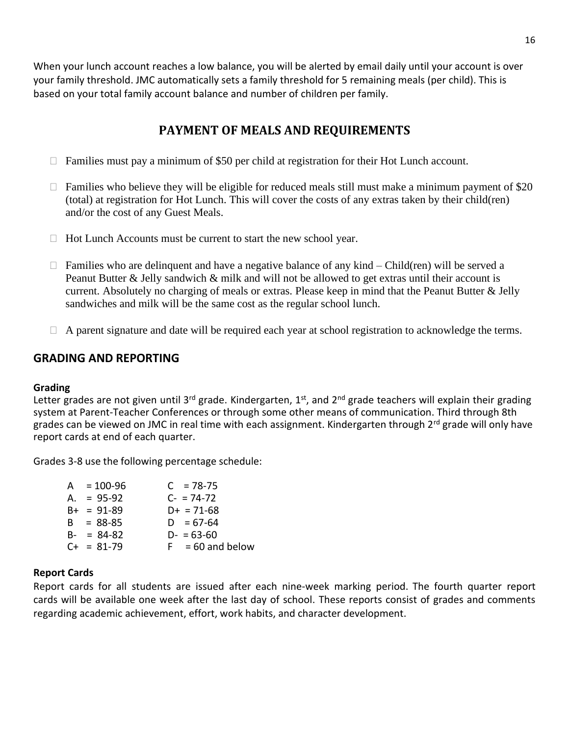When your lunch account reaches a low balance, you will be alerted by email daily until your account is over your family threshold. JMC automatically sets a family threshold for 5 remaining meals (per child). This is based on your total family account balance and number of children per family.

## PAYMENT OF MEALS AND REQUIREMENTS

- Families must pay a minimum of $50 per child at registration for their Hot Lunch account.
- Families who believe they will be eligible for reduced meals still must make a minimum payment of $20 (total) at registration for Hot Lunch. This will cover the costs of any extras taken by their child(ren) and/or the cost of any Guest Meals.
- Hot Lunch Accounts must be current to start the new school year.
- Families who are delinquent and have a negative balance of any kind – Child(ren) will be served a Peanut Butter & Jelly sandwich & milk and will not be allowed to get extras until their account is current. Absolutely no charging of meals or extras. Please keep in mind that the Peanut Butter & Jelly sandwiches and milk will be the same cost as the regular school lunch.
- A parent signature and date will be required each year at school registration to acknowledge the terms.

## GRADING AND REPORTING

### Grading

Letter grades are not given until 3rd grade. Kindergarten, 1st, and 2nd grade teachers will explain their grading system at Parent-Teacher Conferences or through some other means of communication. Third through 8th grades can be viewed on JMC in real time with each assignment. Kindergarten through 2rd grade will only have report cards at end of each quarter.

Grades 3-8 use the following percentage schedule:

| | |
|---|---|
| A = 100-96 | C = 78-75 |
| A. = 95-92 | C- = 74-72 |
| B+ = 91-89 | D+ = 71-68 |
| B = 88-85 | D = 67-64 |
| B- = 84-82 | D- = 63-60 |
| C+ = 81-79 | F = 60 and below |

### Report Cards

Report cards for all students are issued after each nine-week marking period. The fourth quarter report cards will be available one week after the last day of school. These reports consist of grades and comments regarding academic achievement, effort, work habits, and character development.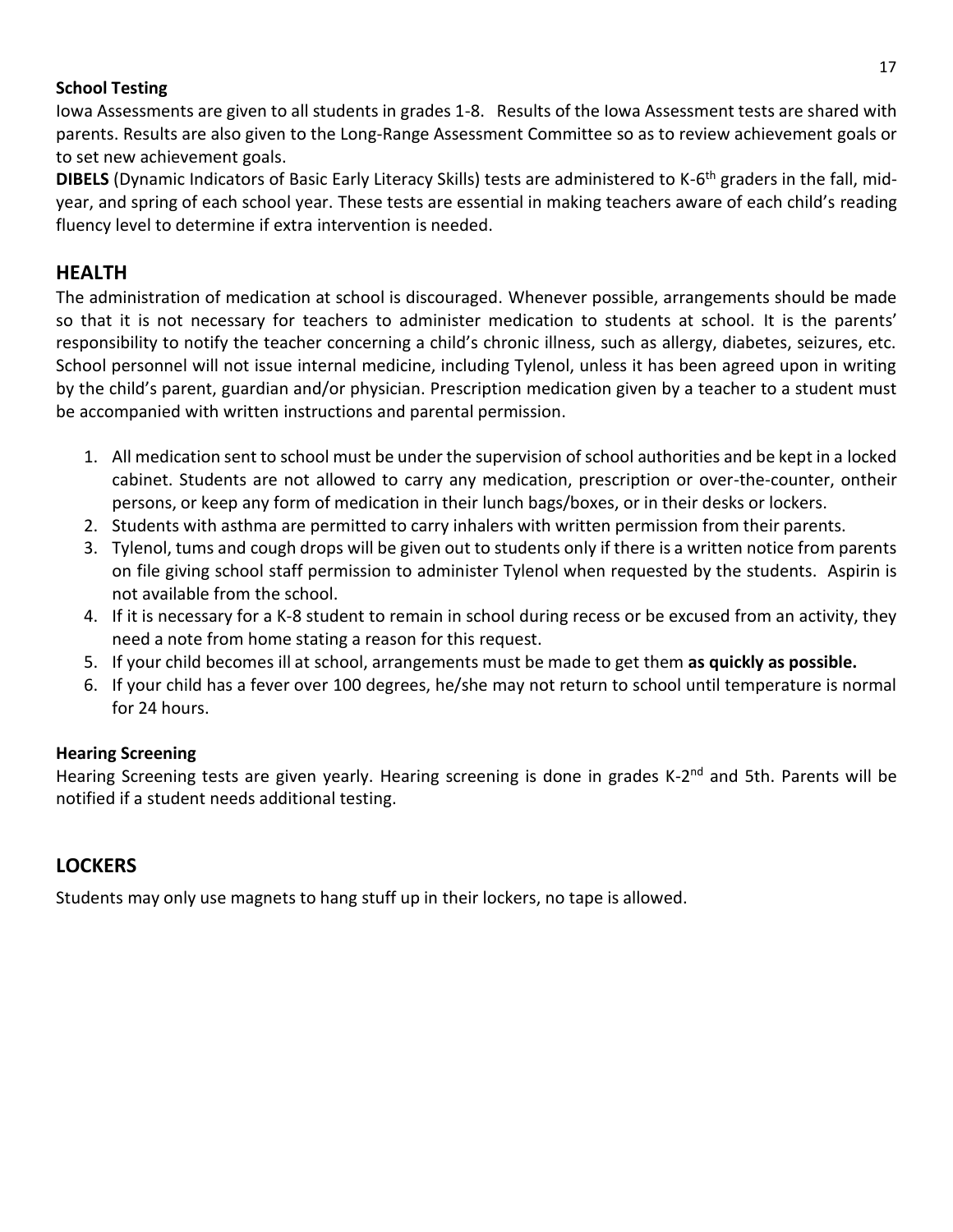**School Testing**

Iowa Assessments are given to all students in grades 1-8. Results of the Iowa Assessment tests are shared with parents. Results are also given to the Long-Range Assessment Committee so as to review achievement goals or to set new achievement goals.

**DIBELS** (Dynamic Indicators of Basic Early Literacy Skills) tests are administered to K-6th graders in the fall, mid-year, and spring of each school year. These tests are essential in making teachers aware of each child's reading fluency level to determine if extra intervention is needed.

## HEALTH

The administration of medication at school is discouraged. Whenever possible, arrangements should be made so that it is not necessary for teachers to administer medication to students at school. It is the parents' responsibility to notify the teacher concerning a child's chronic illness, such as allergy, diabetes, seizures, etc. School personnel will not issue internal medicine, including Tylenol, unless it has been agreed upon in writing by the child's parent, guardian and/or physician. Prescription medication given by a teacher to a student must be accompanied with written instructions and parental permission.

1. All medication sent to school must be under the supervision of school authorities and be kept in a locked cabinet. Students are not allowed to carry any medication, prescription or over-the-counter, ontheir persons, or keep any form of medication in their lunch bags/boxes, or in their desks or lockers.
2. Students with asthma are permitted to carry inhalers with written permission from their parents.
3. Tylenol, tums and cough drops will be given out to students only if there is a written notice from parents on file giving school staff permission to administer Tylenol when requested by the students. Aspirin is not available from the school.
4. If it is necessary for a K-8 student to remain in school during recess or be excused from an activity, they need a note from home stating a reason for this request.
5. If your child becomes ill at school, arrangements must be made to get them **as quickly as possible.**
6. If your child has a fever over 100 degrees, he/she may not return to school until temperature is normal for 24 hours.

**Hearing Screening**

Hearing Screening tests are given yearly. Hearing screening is done in grades K-2nd and 5th. Parents will be notified if a student needs additional testing.

## LOCKERS

Students may only use magnets to hang stuff up in their lockers, no tape is allowed.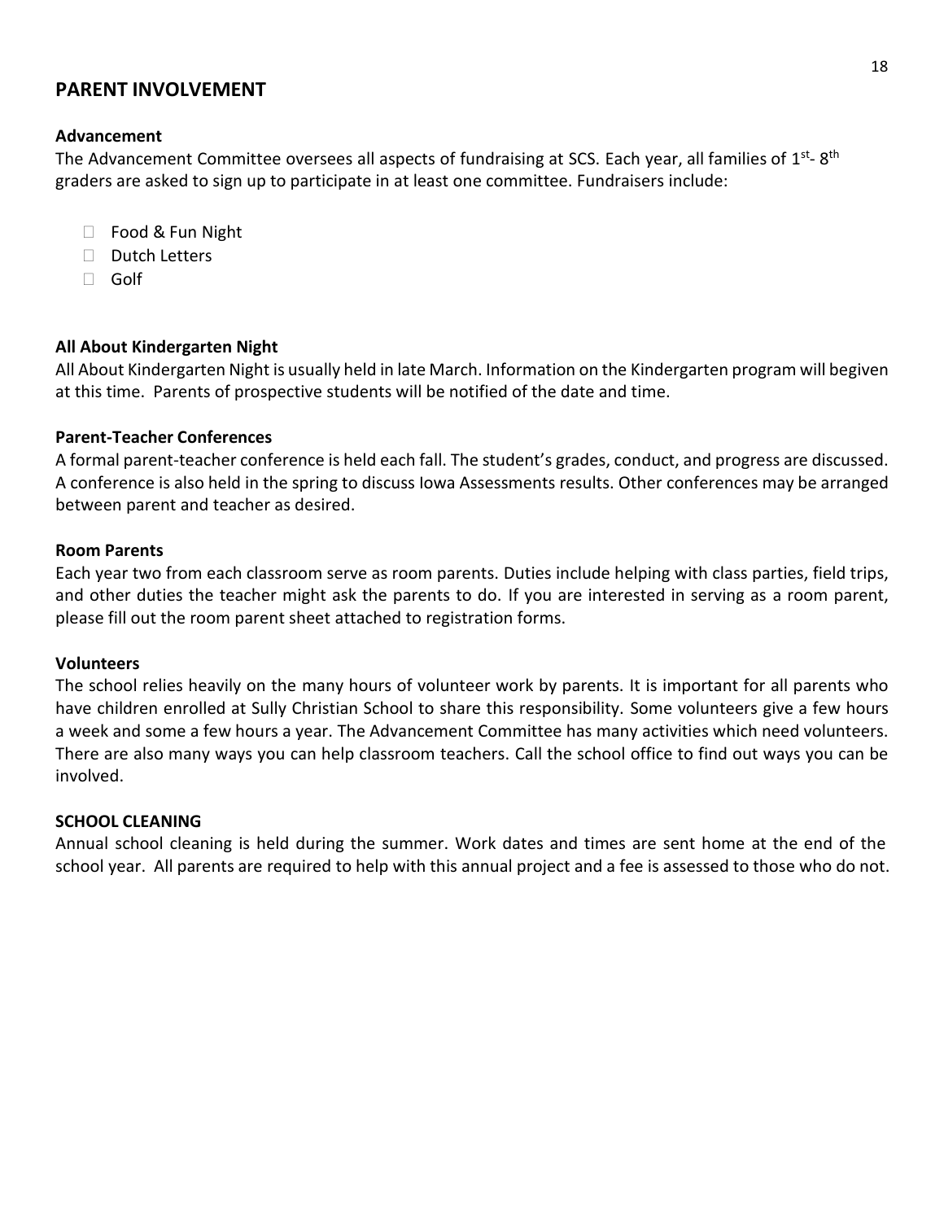## PARENT INVOLVEMENT

### Advancement

The Advancement Committee oversees all aspects of fundraising at SCS. Each year, all families of 1st- 8th graders are asked to sign up to participate in at least one committee. Fundraisers include:

- Food & Fun Night
- Dutch Letters
- Golf

### All About Kindergarten Night

All About Kindergarten Night is usually held in late March. Information on the Kindergarten program will begiven at this time. Parents of prospective students will be notified of the date and time.

### Parent-Teacher Conferences

A formal parent-teacher conference is held each fall. The student's grades, conduct, and progress are discussed. A conference is also held in the spring to discuss Iowa Assessments results. Other conferences may be arranged between parent and teacher as desired.

### Room Parents

Each year two from each classroom serve as room parents. Duties include helping with class parties, field trips, and other duties the teacher might ask the parents to do. If you are interested in serving as a room parent, please fill out the room parent sheet attached to registration forms.

### Volunteers

The school relies heavily on the many hours of volunteer work by parents. It is important for all parents who have children enrolled at Sully Christian School to share this responsibility. Some volunteers give a few hours a week and some a few hours a year. The Advancement Committee has many activities which need volunteers. There are also many ways you can help classroom teachers. Call the school office to find out ways you can be involved.

### SCHOOL CLEANING

Annual school cleaning is held during the summer. Work dates and times are sent home at the end of the school year. All parents are required to help with this annual project and a fee is assessed to those who do not.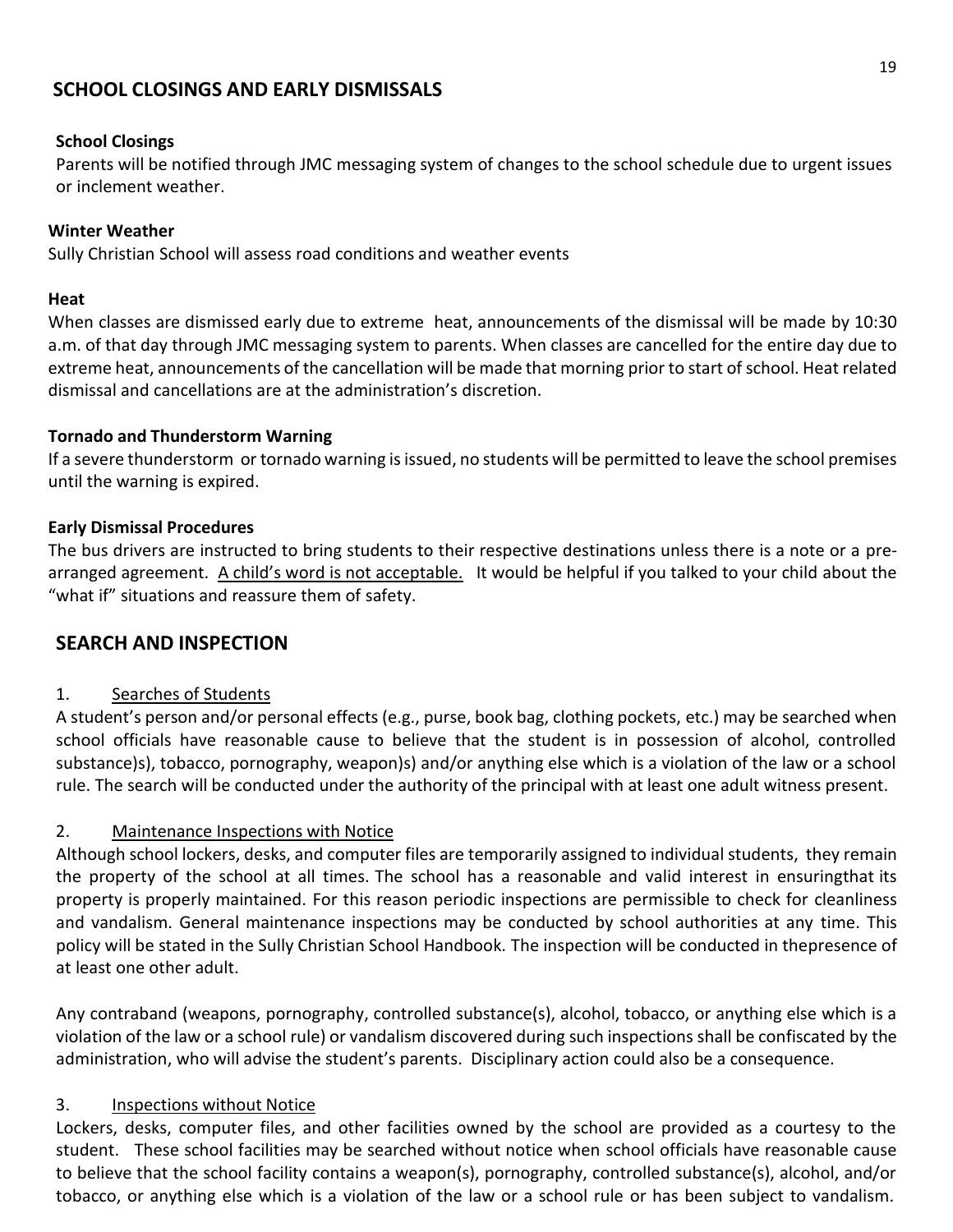## SCHOOL CLOSINGS AND EARLY DISMISSALS

### School Closings

Parents will be notified through JMC messaging system of changes to the school schedule due to urgent issues or inclement weather.

### Winter Weather

Sully Christian School will assess road conditions and weather events

### Heat

When classes are dismissed early due to extreme heat, announcements of the dismissal will be made by 10:30 a.m. of that day through JMC messaging system to parents. When classes are cancelled for the entire day due to extreme heat, announcements of the cancellation will be made that morning prior to start of school. Heat related dismissal and cancellations are at the administration's discretion.

### Tornado and Thunderstorm Warning

If a severe thunderstorm or tornado warning is issued, no students will be permitted to leave the school premises until the warning is expired.

### Early Dismissal Procedures

The bus drivers are instructed to bring students to their respective destinations unless there is a note or a pre-arranged agreement. <u>A child's word is not acceptable.</u> It would be helpful if you talked to your child about the "what if" situations and reassure them of safety.

## SEARCH AND INSPECTION

1. <u>Searches of Students</u>

A student's person and/or personal effects (e.g., purse, book bag, clothing pockets, etc.) may be searched when school officials have reasonable cause to believe that the student is in possession of alcohol, controlled substance)s), tobacco, pornography, weapon)s) and/or anything else which is a violation of the law or a school rule. The search will be conducted under the authority of the principal with at least one adult witness present.

2. <u>Maintenance Inspections with Notice</u>

Although school lockers, desks, and computer files are temporarily assigned to individual students, they remain the property of the school at all times. The school has a reasonable and valid interest in ensuringthat its property is properly maintained. For this reason periodic inspections are permissible to check for cleanliness and vandalism. General maintenance inspections may be conducted by school authorities at any time. This policy will be stated in the Sully Christian School Handbook. The inspection will be conducted in thepresence of at least one other adult.

Any contraband (weapons, pornography, controlled substance(s), alcohol, tobacco, or anything else which is a violation of the law or a school rule) or vandalism discovered during such inspections shall be confiscated by the administration, who will advise the student's parents. Disciplinary action could also be a consequence.

3. <u>Inspections without Notice</u>

Lockers, desks, computer files, and other facilities owned by the school are provided as a courtesy to the student. These school facilities may be searched without notice when school officials have reasonable cause to believe that the school facility contains a weapon(s), pornography, controlled substance(s), alcohol, and/or tobacco, or anything else which is a violation of the law or a school rule or has been subject to vandalism.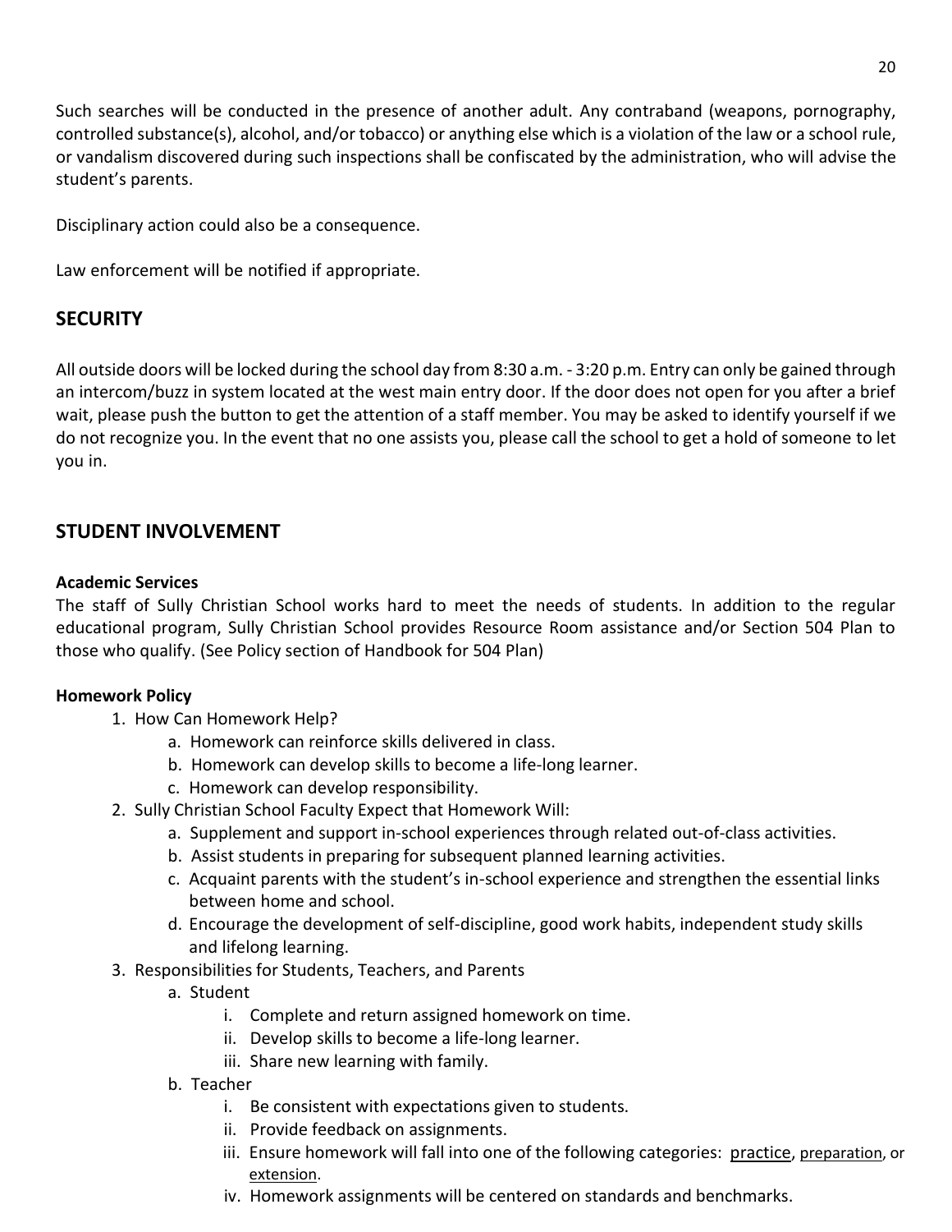Such searches will be conducted in the presence of another adult. Any contraband (weapons, pornography, controlled substance(s), alcohol, and/or tobacco) or anything else which is a violation of the law or a school rule, or vandalism discovered during such inspections shall be confiscated by the administration, who will advise the student's parents.

Disciplinary action could also be a consequence.

Law enforcement will be notified if appropriate.

## SECURITY

All outside doors will be locked during the school day from 8:30 a.m. - 3:20 p.m. Entry can only be gained through an intercom/buzz in system located at the west main entry door. If the door does not open for you after a brief wait, please push the button to get the attention of a staff member. You may be asked to identify yourself if we do not recognize you. In the event that no one assists you, please call the school to get a hold of someone to let you in.

## STUDENT INVOLVEMENT

### Academic Services

The staff of Sully Christian School works hard to meet the needs of students. In addition to the regular educational program, Sully Christian School provides Resource Room assistance and/or Section 504 Plan to those who qualify. (See Policy section of Handbook for 504 Plan)

### Homework Policy

1. How Can Homework Help?
   a. Homework can reinforce skills delivered in class.
   b. Homework can develop skills to become a life-long learner.
   c. Homework can develop responsibility.
2. Sully Christian School Faculty Expect that Homework Will:
   a. Supplement and support in-school experiences through related out-of-class activities.
   b. Assist students in preparing for subsequent planned learning activities.
   c. Acquaint parents with the student's in-school experience and strengthen the essential links between home and school.
   d. Encourage the development of self-discipline, good work habits, independent study skills and lifelong learning.
3. Responsibilities for Students, Teachers, and Parents
   a. Student
      i. Complete and return assigned homework on time.
      ii. Develop skills to become a life-long learner.
      iii. Share new learning with family.
   b. Teacher
      i. Be consistent with expectations given to students.
      ii. Provide feedback on assignments.
      iii. Ensure homework will fall into one of the following categories: <u>practice</u>, <u>preparation</u>, or <u>extension</u>.
      iv. Homework assignments will be centered on standards and benchmarks.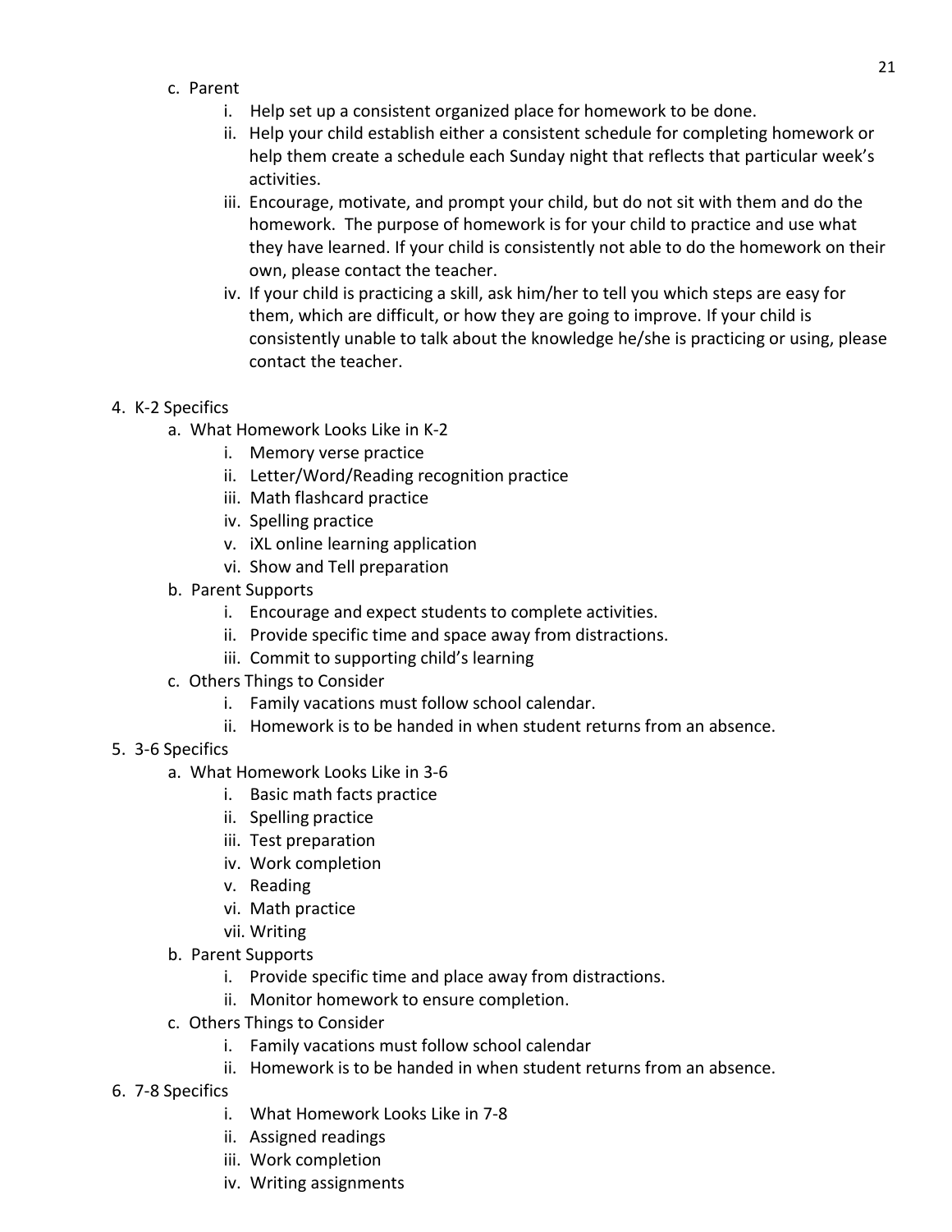c. Parent
   i. Help set up a consistent organized place for homework to be done.
   ii. Help your child establish either a consistent schedule for completing homework or help them create a schedule each Sunday night that reflects that particular week's activities.
   iii. Encourage, motivate, and prompt your child, but do not sit with them and do the homework. The purpose of homework is for your child to practice and use what they have learned. If your child is consistently not able to do the homework on their own, please contact the teacher.
   iv. If your child is practicing a skill, ask him/her to tell you which steps are easy for them, which are difficult, or how they are going to improve. If your child is consistently unable to talk about the knowledge he/she is practicing or using, please contact the teacher.

4. K-2 Specifics
   a. What Homework Looks Like in K-2
      i. Memory verse practice
      ii. Letter/Word/Reading recognition practice
      iii. Math flashcard practice
      iv. Spelling practice
      v. iXL online learning application
      vi. Show and Tell preparation
   b. Parent Supports
      i. Encourage and expect students to complete activities.
      ii. Provide specific time and space away from distractions.
      iii. Commit to supporting child's learning
   c. Others Things to Consider
      i. Family vacations must follow school calendar.
      ii. Homework is to be handed in when student returns from an absence.
5. 3-6 Specifics
   a. What Homework Looks Like in 3-6
      i. Basic math facts practice
      ii. Spelling practice
      iii. Test preparation
      iv. Work completion
      v. Reading
      vi. Math practice
      vii. Writing
   b. Parent Supports
      i. Provide specific time and place away from distractions.
      ii. Monitor homework to ensure completion.
   c. Others Things to Consider
      i. Family vacations must follow school calendar
      ii. Homework is to be handed in when student returns from an absence.
6. 7-8 Specifics
      i. What Homework Looks Like in 7-8
      ii. Assigned readings
      iii. Work completion
      iv. Writing assignments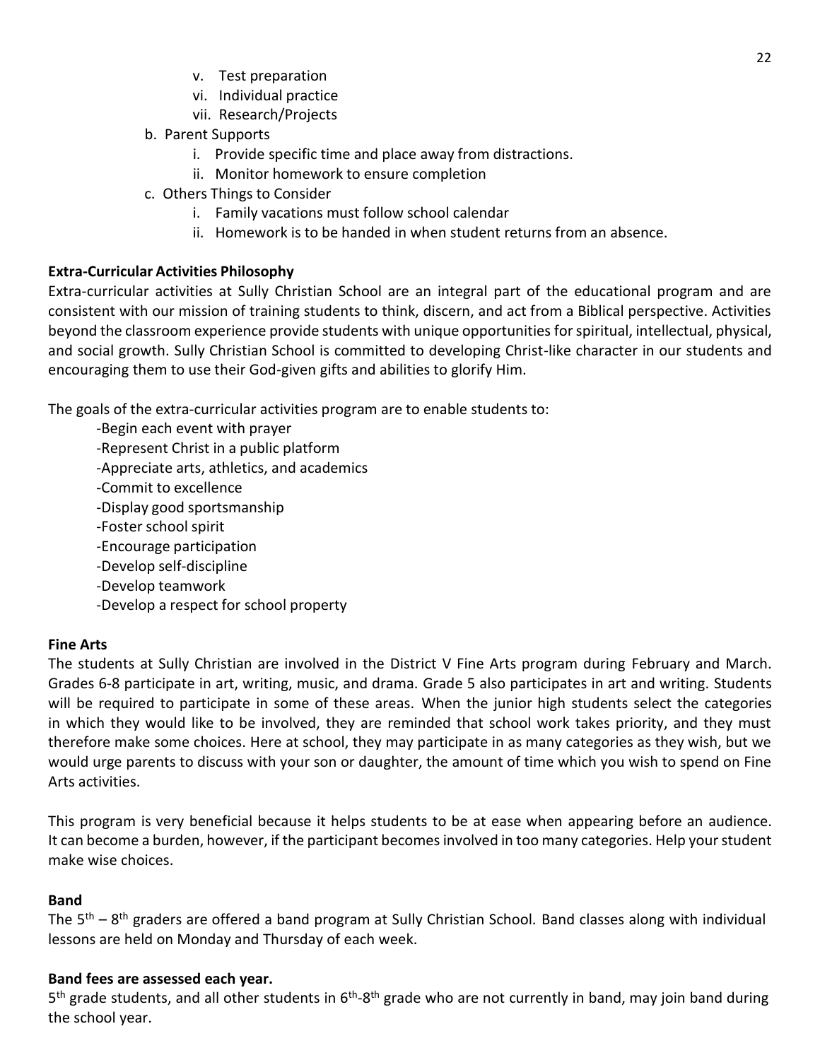v. Test preparation
vi. Individual practice
vii. Research/Projects

b. Parent Supports
   i. Provide specific time and place away from distractions.
   ii. Monitor homework to ensure completion

c. Others Things to Consider
   i. Family vacations must follow school calendar
   ii. Homework is to be handed in when student returns from an absence.

**Extra-Curricular Activities Philosophy**

Extra-curricular activities at Sully Christian School are an integral part of the educational program and are consistent with our mission of training students to think, discern, and act from a Biblical perspective. Activities beyond the classroom experience provide students with unique opportunities for spiritual, intellectual, physical, and social growth. Sully Christian School is committed to developing Christ-like character in our students and encouraging them to use their God-given gifts and abilities to glorify Him.

The goals of the extra-curricular activities program are to enable students to:

-Begin each event with prayer
-Represent Christ in a public platform
-Appreciate arts, athletics, and academics
-Commit to excellence
-Display good sportsmanship
-Foster school spirit
-Encourage participation
-Develop self-discipline
-Develop teamwork
-Develop a respect for school property

**Fine Arts**

The students at Sully Christian are involved in the District V Fine Arts program during February and March. Grades 6-8 participate in art, writing, music, and drama. Grade 5 also participates in art and writing. Students will be required to participate in some of these areas. When the junior high students select the categories in which they would like to be involved, they are reminded that school work takes priority, and they must therefore make some choices. Here at school, they may participate in as many categories as they wish, but we would urge parents to discuss with your son or daughter, the amount of time which you wish to spend on Fine Arts activities.

This program is very beneficial because it helps students to be at ease when appearing before an audience. It can become a burden, however, if the participant becomes involved in too many categories. Help your student make wise choices.

**Band**

The 5th – 8th graders are offered a band program at Sully Christian School. Band classes along with individual lessons are held on Monday and Thursday of each week.

**Band fees are assessed each year.**

5th grade students, and all other students in 6th-8th grade who are not currently in band, may join band during the school year.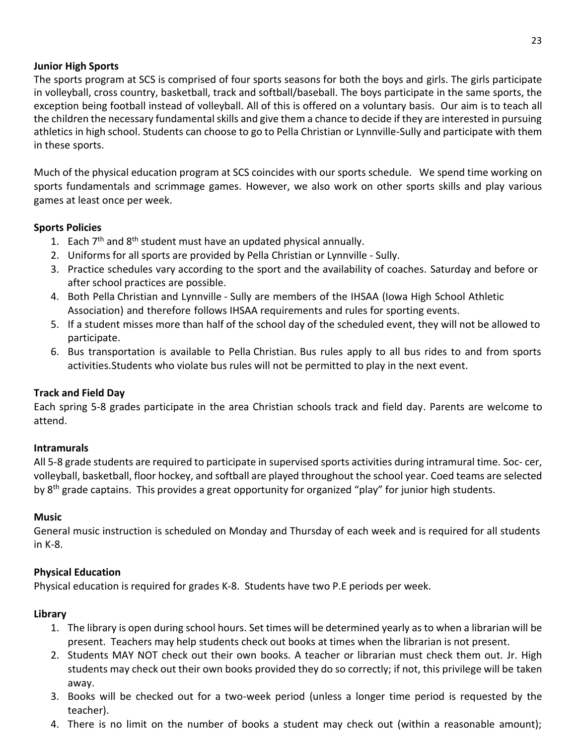**Junior High Sports**

The sports program at SCS is comprised of four sports seasons for both the boys and girls. The girls participate in volleyball, cross country, basketball, track and softball/baseball. The boys participate in the same sports, the exception being football instead of volleyball. All of this is offered on a voluntary basis. Our aim is to teach all the children the necessary fundamental skills and give them a chance to decide if they are interested in pursuing athletics in high school. Students can choose to go to Pella Christian or Lynnville-Sully and participate with them in these sports.

Much of the physical education program at SCS coincides with our sports schedule. We spend time working on sports fundamentals and scrimmage games. However, we also work on other sports skills and play various games at least once per week.

**Sports Policies**

1. Each 7th and 8th student must have an updated physical annually.
2. Uniforms for all sports are provided by Pella Christian or Lynnville - Sully.
3. Practice schedules vary according to the sport and the availability of coaches. Saturday and before or after school practices are possible.
4. Both Pella Christian and Lynnville - Sully are members of the IHSAA (Iowa High School Athletic Association) and therefore follows IHSAA requirements and rules for sporting events.
5. If a student misses more than half of the school day of the scheduled event, they will not be allowed to participate.
6. Bus transportation is available to Pella Christian. Bus rules apply to all bus rides to and from sports activities.Students who violate bus rules will not be permitted to play in the next event.

**Track and Field Day**

Each spring 5-8 grades participate in the area Christian schools track and field day. Parents are welcome to attend.

**Intramurals**

All 5-8 grade students are required to participate in supervised sports activities during intramural time. Soc- cer, volleyball, basketball, floor hockey, and softball are played throughout the school year. Coed teams are selected by 8th grade captains. This provides a great opportunity for organized "play" for junior high students.

**Music**

General music instruction is scheduled on Monday and Thursday of each week and is required for all students in K-8.

**Physical Education**

Physical education is required for grades K-8. Students have two P.E periods per week.

**Library**

1. The library is open during school hours. Set times will be determined yearly as to when a librarian will be present. Teachers may help students check out books at times when the librarian is not present.
2. Students MAY NOT check out their own books. A teacher or librarian must check them out. Jr. High students may check out their own books provided they do so correctly; if not, this privilege will be taken away.
3. Books will be checked out for a two-week period (unless a longer time period is requested by the teacher).
4. There is no limit on the number of books a student may check out (within a reasonable amount);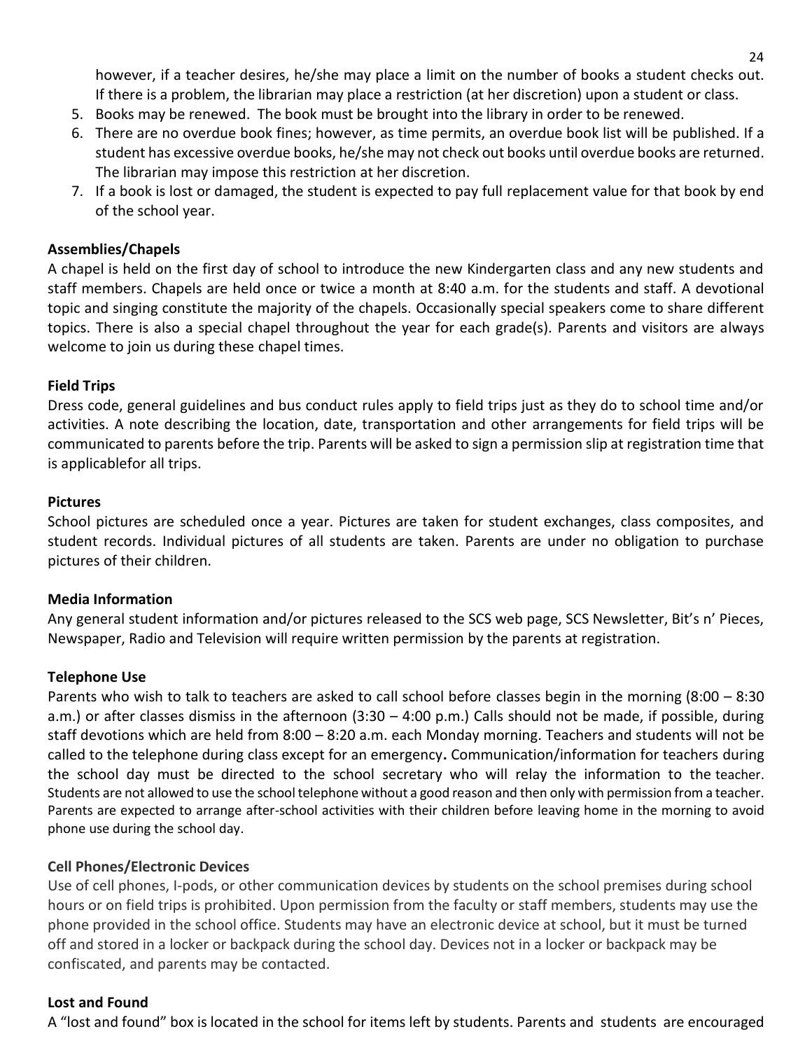however, if a teacher desires, he/she may place a limit on the number of books a student checks out. If there is a problem, the librarian may place a restriction (at her discretion) upon a student or class.

5. Books may be renewed. The book must be brought into the library in order to be renewed.
6. There are no overdue book fines; however, as time permits, an overdue book list will be published. If a student has excessive overdue books, he/she may not check out books until overdue books are returned. The librarian may impose this restriction at her discretion.
7. If a book is lost or damaged, the student is expected to pay full replacement value for that book by end of the school year.

**Assemblies/Chapels**

A chapel is held on the first day of school to introduce the new Kindergarten class and any new students and staff members. Chapels are held once or twice a month at 8:40 a.m. for the students and staff. A devotional topic and singing constitute the majority of the chapels. Occasionally special speakers come to share different topics. There is also a special chapel throughout the year for each grade(s). Parents and visitors are always welcome to join us during these chapel times.

**Field Trips**

Dress code, general guidelines and bus conduct rules apply to field trips just as they do to school time and/or activities. A note describing the location, date, transportation and other arrangements for field trips will be communicated to parents before the trip. Parents will be asked to sign a permission slip at registration time that is applicablefor all trips.

**Pictures**

School pictures are scheduled once a year. Pictures are taken for student exchanges, class composites, and student records. Individual pictures of all students are taken. Parents are under no obligation to purchase pictures of their children.

**Media Information**

Any general student information and/or pictures released to the SCS web page, SCS Newsletter, Bit's n' Pieces, Newspaper, Radio and Television will require written permission by the parents at registration.

**Telephone Use**

Parents who wish to talk to teachers are asked to call school before classes begin in the morning (8:00 – 8:30 a.m.) or after classes dismiss in the afternoon (3:30 – 4:00 p.m.) Calls should not be made, if possible, during staff devotions which are held from 8:00 – 8:20 a.m. each Monday morning. Teachers and students will not be called to the telephone during class except for an emergency**.** Communication/information for teachers during the school day must be directed to the school secretary who will relay the information to the teacher. Students are not allowed to use the school telephone without a good reason and then only with permission from a teacher. Parents are expected to arrange after-school activities with their children before leaving home in the morning to avoid phone use during the school day.

**Cell Phones/Electronic Devices**

Use of cell phones, I-pods, or other communication devices by students on the school premises during school hours or on field trips is prohibited. Upon permission from the faculty or staff members, students may use the phone provided in the school office. Students may have an electronic device at school, but it must be turned off and stored in a locker or backpack during the school day. Devices not in a locker or backpack may be confiscated, and parents may be contacted.

**Lost and Found**

A "lost and found" box is located in the school for items left by students. Parents and students are encouraged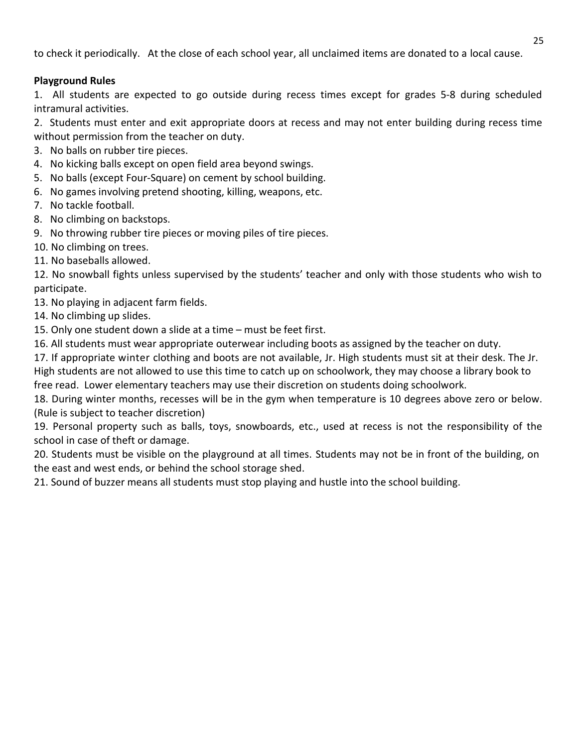to check it periodically. At the close of each school year, all unclaimed items are donated to a local cause.

**Playground Rules**

1. All students are expected to go outside during recess times except for grades 5-8 during scheduled intramural activities.
2. Students must enter and exit appropriate doors at recess and may not enter building during recess time without permission from the teacher on duty.
3. No balls on rubber tire pieces.
4. No kicking balls except on open field area beyond swings.
5. No balls (except Four-Square) on cement by school building.
6. No games involving pretend shooting, killing, weapons, etc.
7. No tackle football.
8. No climbing on backstops.
9. No throwing rubber tire pieces or moving piles of tire pieces.
10. No climbing on trees.
11. No baseballs allowed.
12. No snowball fights unless supervised by the students' teacher and only with those students who wish to participate.
13. No playing in adjacent farm fields.
14. No climbing up slides.
15. Only one student down a slide at a time – must be feet first.
16. All students must wear appropriate outerwear including boots as assigned by the teacher on duty.
17. If appropriate winter clothing and boots are not available, Jr. High students must sit at their desk. The Jr. High students are not allowed to use this time to catch up on schoolwork, they may choose a library book to free read. Lower elementary teachers may use their discretion on students doing schoolwork.
18. During winter months, recesses will be in the gym when temperature is 10 degrees above zero or below. (Rule is subject to teacher discretion)
19. Personal property such as balls, toys, snowboards, etc., used at recess is not the responsibility of the school in case of theft or damage.
20. Students must be visible on the playground at all times. Students may not be in front of the building, on the east and west ends, or behind the school storage shed.
21. Sound of buzzer means all students must stop playing and hustle into the school building.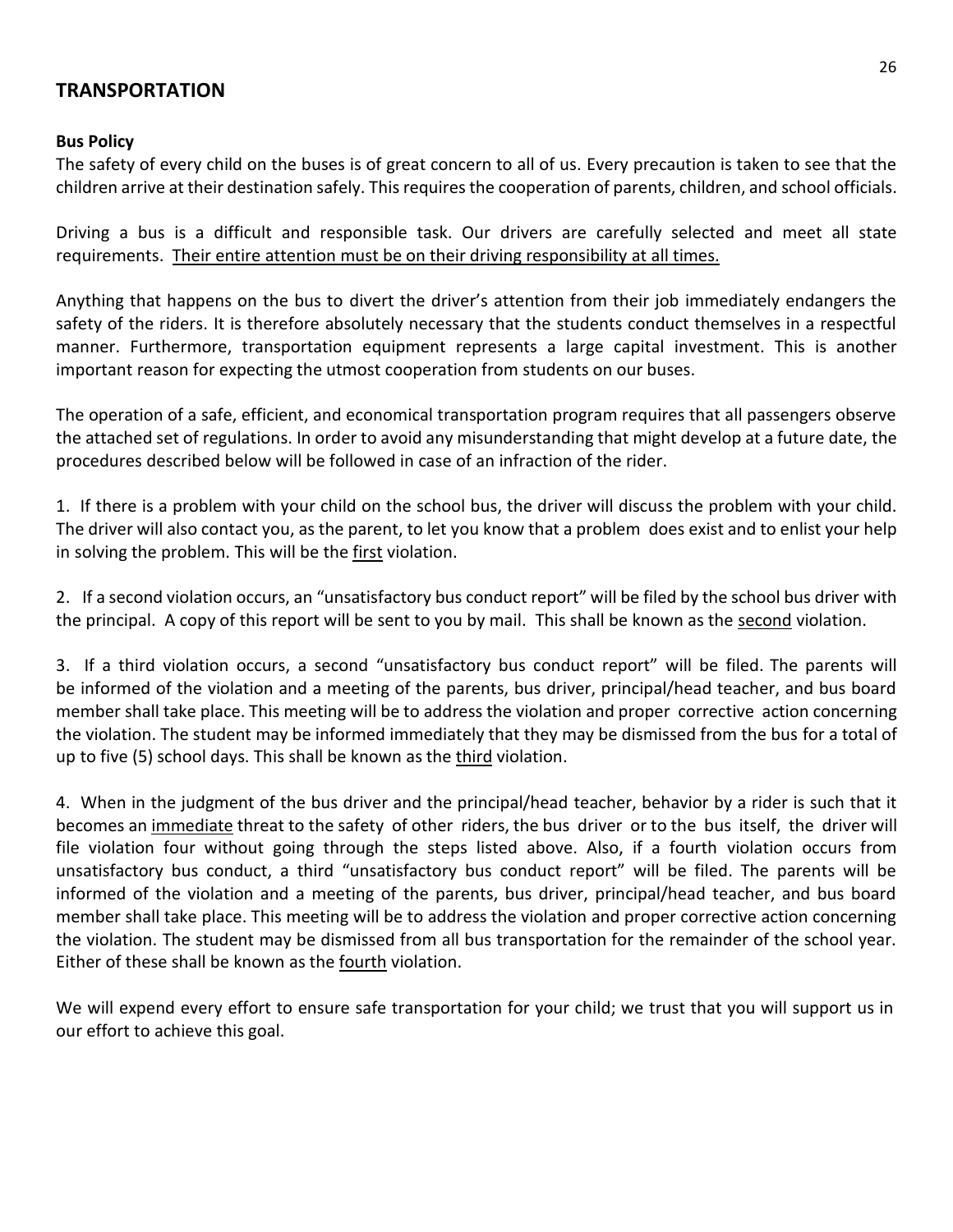## TRANSPORTATION

### Bus Policy

The safety of every child on the buses is of great concern to all of us. Every precaution is taken to see that the children arrive at their destination safely. This requires the cooperation of parents, children, and school officials.

Driving a bus is a difficult and responsible task. Our drivers are carefully selected and meet all state requirements. <u>Their entire attention must be on their driving responsibility at all times.</u>

Anything that happens on the bus to divert the driver's attention from their job immediately endangers the safety of the riders. It is therefore absolutely necessary that the students conduct themselves in a respectful manner. Furthermore, transportation equipment represents a large capital investment. This is another important reason for expecting the utmost cooperation from students on our buses.

The operation of a safe, efficient, and economical transportation program requires that all passengers observe the attached set of regulations. In order to avoid any misunderstanding that might develop at a future date, the procedures described below will be followed in case of an infraction of the rider.

1. If there is a problem with your child on the school bus, the driver will discuss the problem with your child. The driver will also contact you, as the parent, to let you know that a problem does exist and to enlist your help in solving the problem. This will be the <u>first</u> violation.

2. If a second violation occurs, an "unsatisfactory bus conduct report" will be filed by the school bus driver with the principal. A copy of this report will be sent to you by mail. This shall be known as the <u>second</u> violation.

3. If a third violation occurs, a second "unsatisfactory bus conduct report" will be filed. The parents will be informed of the violation and a meeting of the parents, bus driver, principal/head teacher, and bus board member shall take place. This meeting will be to address the violation and proper corrective action concerning the violation. The student may be informed immediately that they may be dismissed from the bus for a total of up to five (5) school days. This shall be known as the <u>third</u> violation.

4. When in the judgment of the bus driver and the principal/head teacher, behavior by a rider is such that it becomes an <u>immediate</u> threat to the safety of other riders, the bus driver or to the bus itself, the driver will file violation four without going through the steps listed above. Also, if a fourth violation occurs from unsatisfactory bus conduct, a third "unsatisfactory bus conduct report" will be filed. The parents will be informed of the violation and a meeting of the parents, bus driver, principal/head teacher, and bus board member shall take place. This meeting will be to address the violation and proper corrective action concerning the violation. The student may be dismissed from all bus transportation for the remainder of the school year. Either of these shall be known as the <u>fourth</u> violation.

We will expend every effort to ensure safe transportation for your child; we trust that you will support us in our effort to achieve this goal.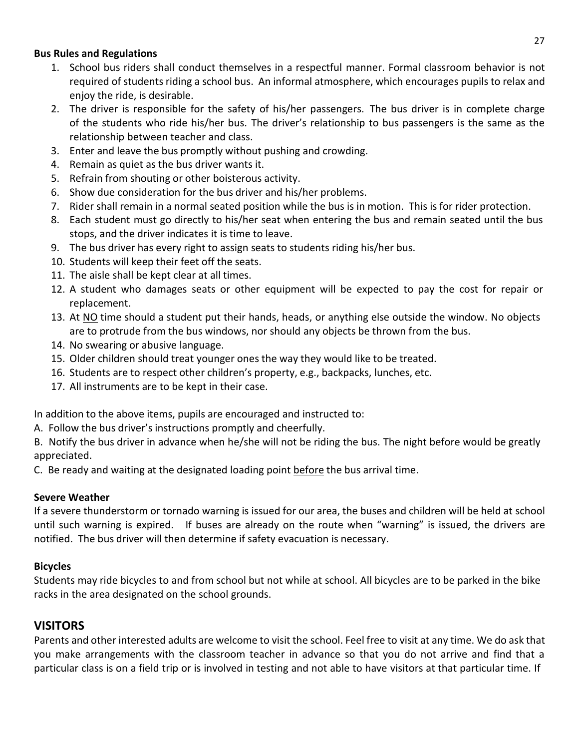**Bus Rules and Regulations**

1. School bus riders shall conduct themselves in a respectful manner. Formal classroom behavior is not required of students riding a school bus. An informal atmosphere, which encourages pupils to relax and enjoy the ride, is desirable.
2. The driver is responsible for the safety of his/her passengers. The bus driver is in complete charge of the students who ride his/her bus. The driver's relationship to bus passengers is the same as the relationship between teacher and class.
3. Enter and leave the bus promptly without pushing and crowding.
4. Remain as quiet as the bus driver wants it.
5. Refrain from shouting or other boisterous activity.
6. Show due consideration for the bus driver and his/her problems.
7. Rider shall remain in a normal seated position while the bus is in motion. This is for rider protection.
8. Each student must go directly to his/her seat when entering the bus and remain seated until the bus stops, and the driver indicates it is time to leave.
9. The bus driver has every right to assign seats to students riding his/her bus.
10. Students will keep their feet off the seats.
11. The aisle shall be kept clear at all times.
12. A student who damages seats or other equipment will be expected to pay the cost for repair or replacement.
13. At <u>NO</u> time should a student put their hands, heads, or anything else outside the window. No objects are to protrude from the bus windows, nor should any objects be thrown from the bus.
14. No swearing or abusive language.
15. Older children should treat younger ones the way they would like to be treated.
16. Students are to respect other children's property, e.g., backpacks, lunches, etc.
17. All instruments are to be kept in their case.

In addition to the above items, pupils are encouraged and instructed to:

A. Follow the bus driver's instructions promptly and cheerfully.

B. Notify the bus driver in advance when he/she will not be riding the bus. The night before would be greatly appreciated.

C. Be ready and waiting at the designated loading point <u>before</u> the bus arrival time.

**Severe Weather**

If a severe thunderstorm or tornado warning is issued for our area, the buses and children will be held at school until such warning is expired. If buses are already on the route when "warning" is issued, the drivers are notified. The bus driver will then determine if safety evacuation is necessary.

**Bicycles**

Students may ride bicycles to and from school but not while at school. All bicycles are to be parked in the bike racks in the area designated on the school grounds.

## VISITORS

Parents and other interested adults are welcome to visit the school. Feel free to visit at any time. We do ask that you make arrangements with the classroom teacher in advance so that you do not arrive and find that a particular class is on a field trip or is involved in testing and not able to have visitors at that particular time. If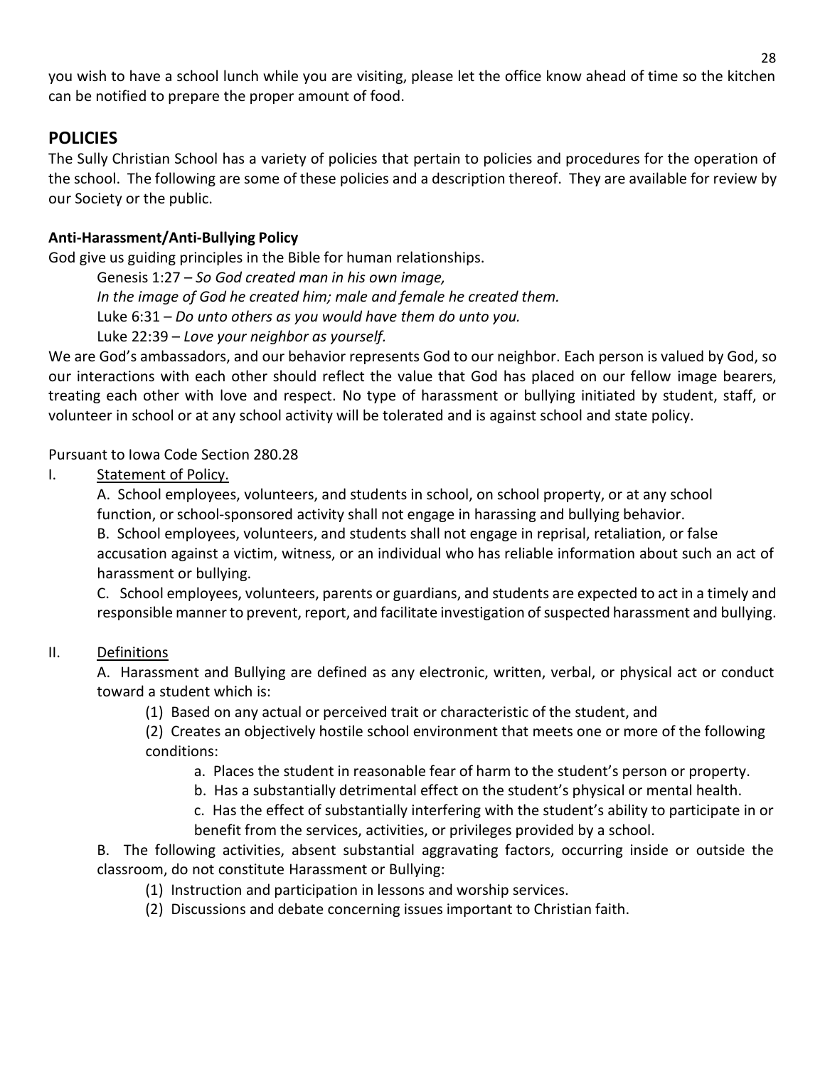you wish to have a school lunch while you are visiting, please let the office know ahead of time so the kitchen can be notified to prepare the proper amount of food.

## POLICIES

The Sully Christian School has a variety of policies that pertain to policies and procedures for the operation of the school. The following are some of these policies and a description thereof. They are available for review by our Society or the public.

### Anti-Harassment/Anti-Bullying Policy

God give us guiding principles in the Bible for human relationships.

> Genesis 1:27 – *So God created man in his own image,*
> *In the image of God he created him; male and female he created them.*
> Luke 6:31 – *Do unto others as you would have them do unto you.*
> Luke 22:39 – *Love your neighbor as yourself.*

We are God's ambassadors, and our behavior represents God to our neighbor. Each person is valued by God, so our interactions with each other should reflect the value that God has placed on our fellow image bearers, treating each other with love and respect. No type of harassment or bullying initiated by student, staff, or volunteer in school or at any school activity will be tolerated and is against school and state policy.

Pursuant to Iowa Code Section 280.28

I. <u>Statement of Policy.</u>

A. School employees, volunteers, and students in school, on school property, or at any school function, or school-sponsored activity shall not engage in harassing and bullying behavior.

B. School employees, volunteers, and students shall not engage in reprisal, retaliation, or false accusation against a victim, witness, or an individual who has reliable information about such an act of harassment or bullying.

C. School employees, volunteers, parents or guardians, and students are expected to act in a timely and responsible manner to prevent, report, and facilitate investigation of suspected harassment and bullying.

II. <u>Definitions</u>

A. Harassment and Bullying are defined as any electronic, written, verbal, or physical act or conduct toward a student which is:

(1) Based on any actual or perceived trait or characteristic of the student, and

(2) Creates an objectively hostile school environment that meets one or more of the following conditions:

a. Places the student in reasonable fear of harm to the student's person or property.

b. Has a substantially detrimental effect on the student's physical or mental health.

c. Has the effect of substantially interfering with the student's ability to participate in or benefit from the services, activities, or privileges provided by a school.

B. The following activities, absent substantial aggravating factors, occurring inside or outside the classroom, do not constitute Harassment or Bullying:

(1) Instruction and participation in lessons and worship services.

(2) Discussions and debate concerning issues important to Christian faith.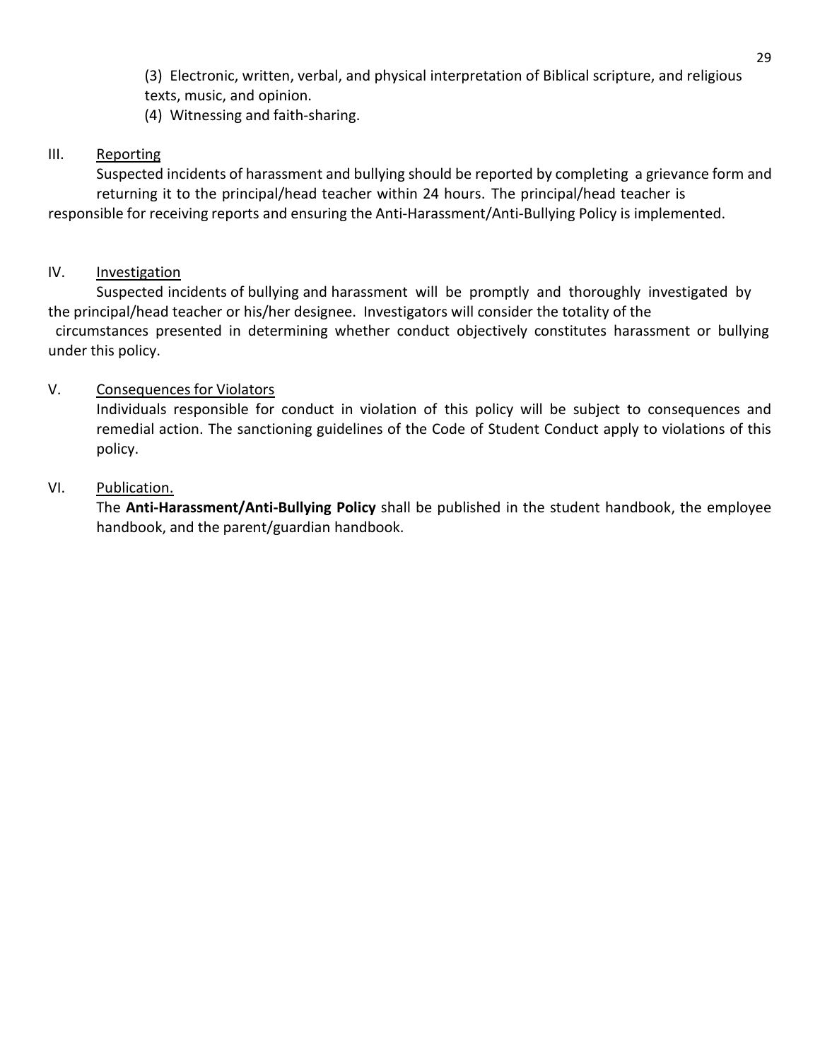(3) Electronic, written, verbal, and physical interpretation of Biblical scripture, and religious texts, music, and opinion.

(4) Witnessing and faith-sharing.

III. Reporting

Suspected incidents of harassment and bullying should be reported by completing a grievance form and returning it to the principal/head teacher within 24 hours. The principal/head teacher is responsible for receiving reports and ensuring the Anti-Harassment/Anti-Bullying Policy is implemented.

IV. Investigation

Suspected incidents of bullying and harassment will be promptly and thoroughly investigated by the principal/head teacher or his/her designee. Investigators will consider the totality of the circumstances presented in determining whether conduct objectively constitutes harassment or bullying under this policy.

V. Consequences for Violators

Individuals responsible for conduct in violation of this policy will be subject to consequences and remedial action. The sanctioning guidelines of the Code of Student Conduct apply to violations of this policy.

VI. Publication.

The **Anti-Harassment/Anti-Bullying Policy** shall be published in the student handbook, the employee handbook, and the parent/guardian handbook.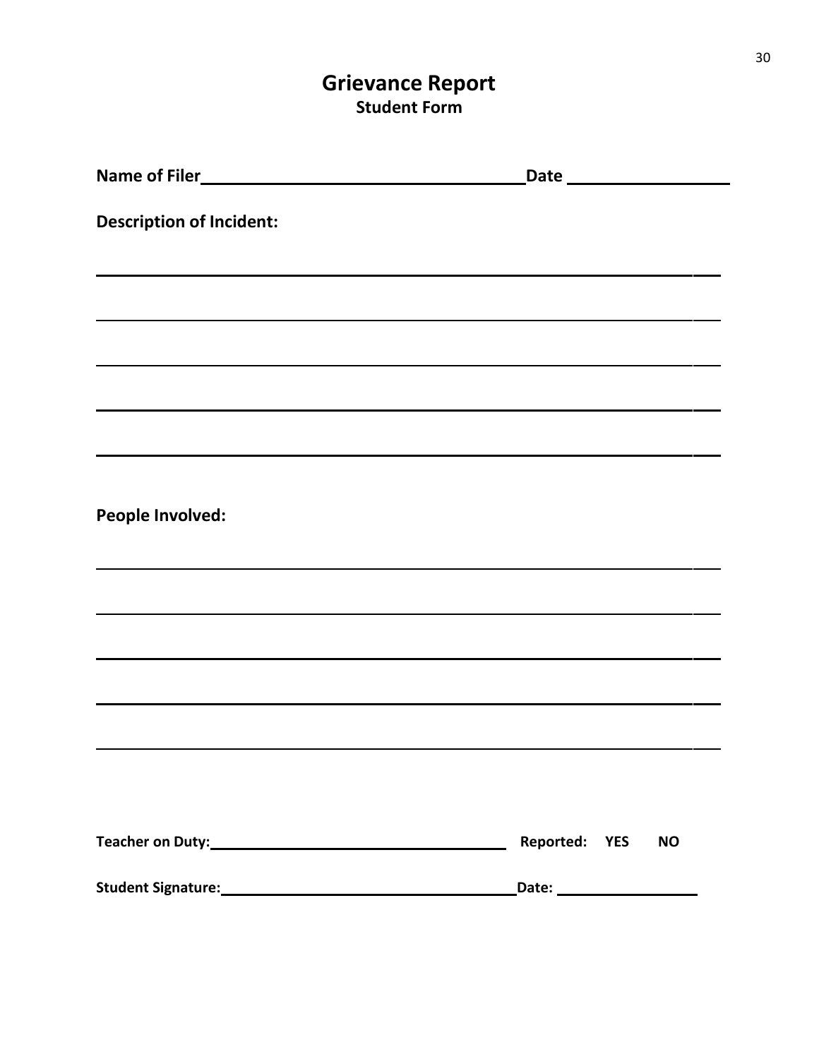# Grievance Report
## Student Form

**Name of Filer**\_\_\_\_\_\_\_\_\_\_\_\_\_\_\_\_\_\_\_\_\_\_\_\_\_\_\_\_\_\_\_\_\_\_\_\_ **Date** \_\_\_\_\_\_\_\_\_\_\_\_\_\_\_\_\_\_

**Description of Incident:**

\_\_\_\_\_\_\_\_\_\_\_\_\_\_\_\_\_\_\_\_\_\_\_\_\_\_\_\_\_\_\_\_\_\_\_\_\_\_\_\_\_\_\_\_\_\_\_\_\_\_\_\_\_\_\_\_\_\_\_\_\_\_\_\_\_\_\_\_

\_\_\_\_\_\_\_\_\_\_\_\_\_\_\_\_\_\_\_\_\_\_\_\_\_\_\_\_\_\_\_\_\_\_\_\_\_\_\_\_\_\_\_\_\_\_\_\_\_\_\_\_\_\_\_\_\_\_\_\_\_\_\_\_\_\_\_\_

\_\_\_\_\_\_\_\_\_\_\_\_\_\_\_\_\_\_\_\_\_\_\_\_\_\_\_\_\_\_\_\_\_\_\_\_\_\_\_\_\_\_\_\_\_\_\_\_\_\_\_\_\_\_\_\_\_\_\_\_\_\_\_\_\_\_\_\_

\_\_\_\_\_\_\_\_\_\_\_\_\_\_\_\_\_\_\_\_\_\_\_\_\_\_\_\_\_\_\_\_\_\_\_\_\_\_\_\_\_\_\_\_\_\_\_\_\_\_\_\_\_\_\_\_\_\_\_\_\_\_\_\_\_\_\_\_

\_\_\_\_\_\_\_\_\_\_\_\_\_\_\_\_\_\_\_\_\_\_\_\_\_\_\_\_\_\_\_\_\_\_\_\_\_\_\_\_\_\_\_\_\_\_\_\_\_\_\_\_\_\_\_\_\_\_\_\_\_\_\_\_\_\_\_\_

**People Involved:**

\_\_\_\_\_\_\_\_\_\_\_\_\_\_\_\_\_\_\_\_\_\_\_\_\_\_\_\_\_\_\_\_\_\_\_\_\_\_\_\_\_\_\_\_\_\_\_\_\_\_\_\_\_\_\_\_\_\_\_\_\_\_\_\_\_\_\_\_

\_\_\_\_\_\_\_\_\_\_\_\_\_\_\_\_\_\_\_\_\_\_\_\_\_\_\_\_\_\_\_\_\_\_\_\_\_\_\_\_\_\_\_\_\_\_\_\_\_\_\_\_\_\_\_\_\_\_\_\_\_\_\_\_\_\_\_\_

\_\_\_\_\_\_\_\_\_\_\_\_\_\_\_\_\_\_\_\_\_\_\_\_\_\_\_\_\_\_\_\_\_\_\_\_\_\_\_\_\_\_\_\_\_\_\_\_\_\_\_\_\_\_\_\_\_\_\_\_\_\_\_\_\_\_\_\_

\_\_\_\_\_\_\_\_\_\_\_\_\_\_\_\_\_\_\_\_\_\_\_\_\_\_\_\_\_\_\_\_\_\_\_\_\_\_\_\_\_\_\_\_\_\_\_\_\_\_\_\_\_\_\_\_\_\_\_\_\_\_\_\_\_\_\_\_

\_\_\_\_\_\_\_\_\_\_\_\_\_\_\_\_\_\_\_\_\_\_\_\_\_\_\_\_\_\_\_\_\_\_\_\_\_\_\_\_\_\_\_\_\_\_\_\_\_\_\_\_\_\_\_\_\_\_\_\_\_\_\_\_\_\_\_\_

**Teacher on Duty:**\_\_\_\_\_\_\_\_\_\_\_\_\_\_\_\_\_\_\_\_\_\_\_\_\_\_\_\_\_\_\_\_\_\_\_\_ **Reported: YES NO**

**Student Signature:**\_\_\_\_\_\_\_\_\_\_\_\_\_\_\_\_\_\_\_\_\_\_\_\_\_\_\_\_\_\_\_\_\_\_\_\_ **Date:** \_\_\_\_\_\_\_\_\_\_\_\_\_\_\_\_\_\_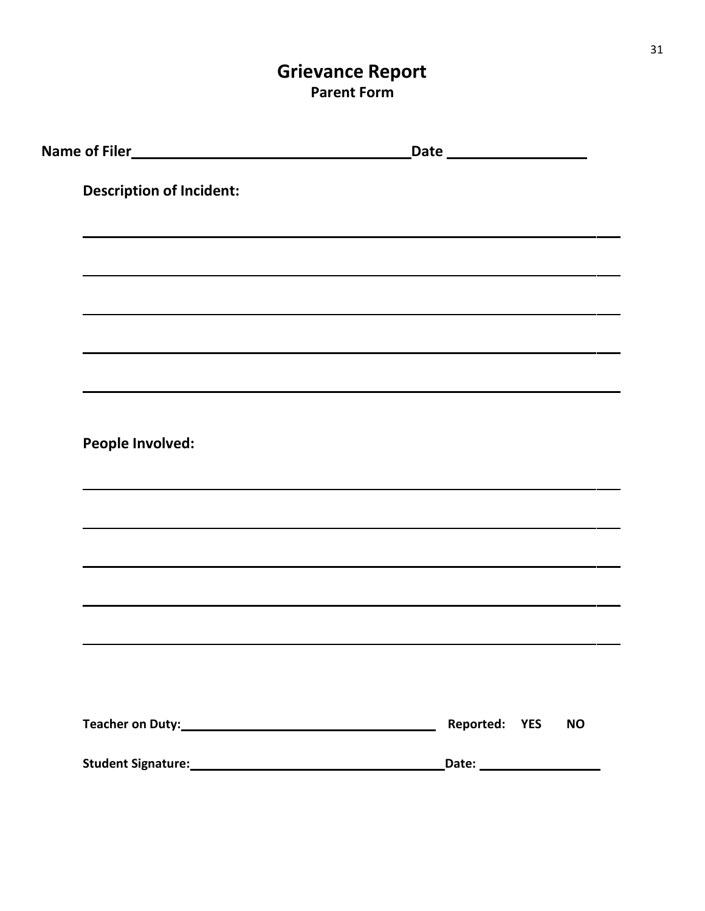# Grievance Report

## Parent Form

**Name of Filer**\_\_\_\_\_\_\_\_\_\_\_\_\_\_\_\_\_\_\_\_\_\_\_\_\_\_\_\_\_\_\_\_\_\_\_\_**Date** \_\_\_\_\_\_\_\_\_\_\_\_\_\_\_\_\_\_

**Description of Incident:**

\_\_\_\_\_\_\_\_\_\_\_\_\_\_\_\_\_\_\_\_\_\_\_\_\_\_\_\_\_\_\_\_\_\_\_\_\_\_\_\_\_\_\_\_\_\_\_\_\_\_\_\_\_\_\_\_\_\_\_\_\_\_\_\_\_\_\_\_

\_\_\_\_\_\_\_\_\_\_\_\_\_\_\_\_\_\_\_\_\_\_\_\_\_\_\_\_\_\_\_\_\_\_\_\_\_\_\_\_\_\_\_\_\_\_\_\_\_\_\_\_\_\_\_\_\_\_\_\_\_\_\_\_\_\_\_\_

\_\_\_\_\_\_\_\_\_\_\_\_\_\_\_\_\_\_\_\_\_\_\_\_\_\_\_\_\_\_\_\_\_\_\_\_\_\_\_\_\_\_\_\_\_\_\_\_\_\_\_\_\_\_\_\_\_\_\_\_\_\_\_\_\_\_\_\_

\_\_\_\_\_\_\_\_\_\_\_\_\_\_\_\_\_\_\_\_\_\_\_\_\_\_\_\_\_\_\_\_\_\_\_\_\_\_\_\_\_\_\_\_\_\_\_\_\_\_\_\_\_\_\_\_\_\_\_\_\_\_\_\_\_\_\_\_

\_\_\_\_\_\_\_\_\_\_\_\_\_\_\_\_\_\_\_\_\_\_\_\_\_\_\_\_\_\_\_\_\_\_\_\_\_\_\_\_\_\_\_\_\_\_\_\_\_\_\_\_\_\_\_\_\_\_\_\_\_\_\_\_\_\_\_\_

**People Involved:**

\_\_\_\_\_\_\_\_\_\_\_\_\_\_\_\_\_\_\_\_\_\_\_\_\_\_\_\_\_\_\_\_\_\_\_\_\_\_\_\_\_\_\_\_\_\_\_\_\_\_\_\_\_\_\_\_\_\_\_\_\_\_\_\_\_\_\_\_

\_\_\_\_\_\_\_\_\_\_\_\_\_\_\_\_\_\_\_\_\_\_\_\_\_\_\_\_\_\_\_\_\_\_\_\_\_\_\_\_\_\_\_\_\_\_\_\_\_\_\_\_\_\_\_\_\_\_\_\_\_\_\_\_\_\_\_\_

\_\_\_\_\_\_\_\_\_\_\_\_\_\_\_\_\_\_\_\_\_\_\_\_\_\_\_\_\_\_\_\_\_\_\_\_\_\_\_\_\_\_\_\_\_\_\_\_\_\_\_\_\_\_\_\_\_\_\_\_\_\_\_\_\_\_\_\_

\_\_\_\_\_\_\_\_\_\_\_\_\_\_\_\_\_\_\_\_\_\_\_\_\_\_\_\_\_\_\_\_\_\_\_\_\_\_\_\_\_\_\_\_\_\_\_\_\_\_\_\_\_\_\_\_\_\_\_\_\_\_\_\_\_\_\_\_

\_\_\_\_\_\_\_\_\_\_\_\_\_\_\_\_\_\_\_\_\_\_\_\_\_\_\_\_\_\_\_\_\_\_\_\_\_\_\_\_\_\_\_\_\_\_\_\_\_\_\_\_\_\_\_\_\_\_\_\_\_\_\_\_\_\_\_\_

**Teacher on Duty:**\_\_\_\_\_\_\_\_\_\_\_\_\_\_\_\_\_\_\_\_\_\_\_\_\_\_\_\_\_\_\_\_\_\_\_\_ **Reported: YES NO**

**Student Signature:**\_\_\_\_\_\_\_\_\_\_\_\_\_\_\_\_\_\_\_\_\_\_\_\_\_\_\_\_\_\_\_\_\_\_\_\_**Date:** \_\_\_\_\_\_\_\_\_\_\_\_\_\_\_\_\_\_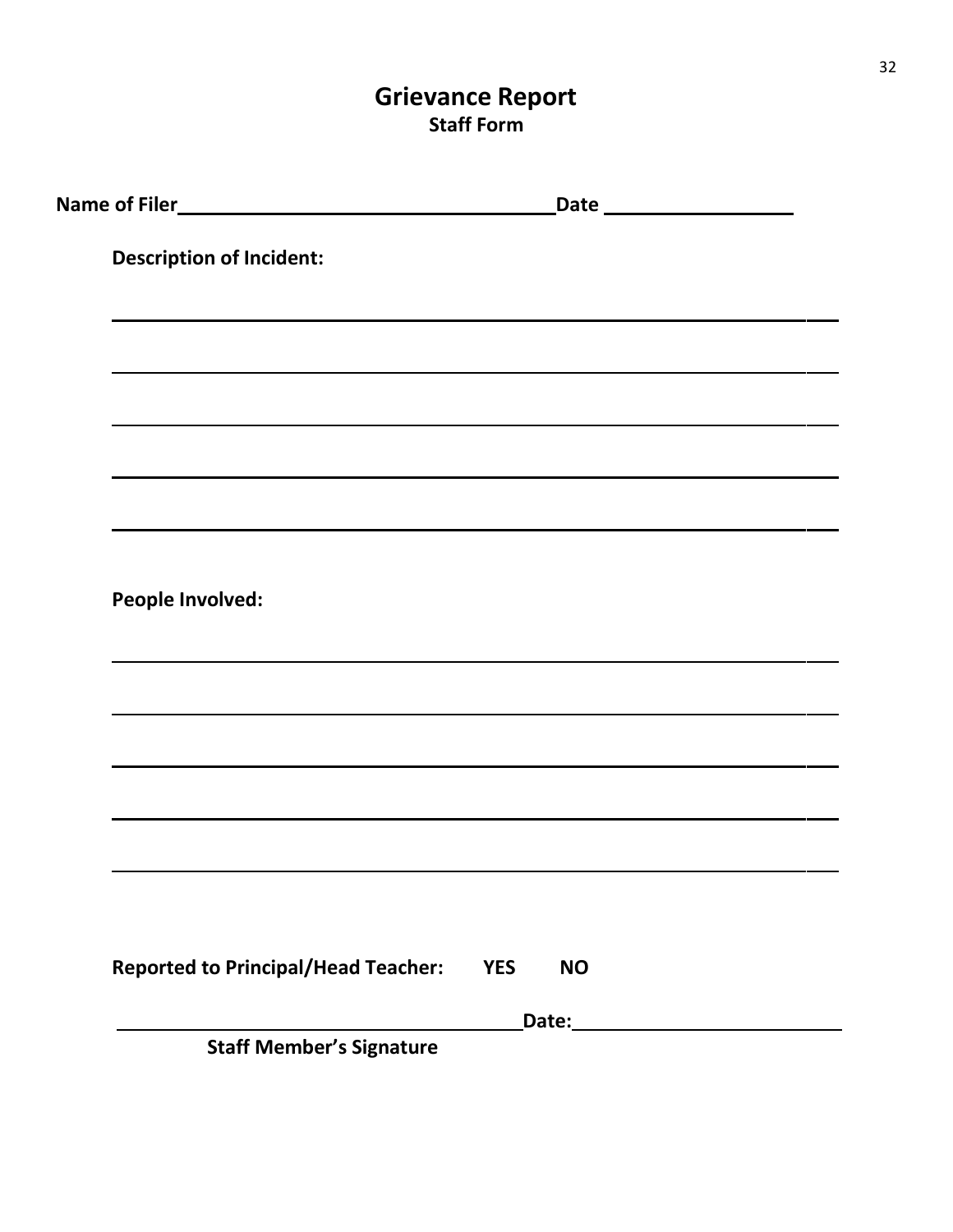# Grievance Report

## Staff Form

**Name of Filer**\_\_\_\_\_\_\_\_\_\_\_\_\_\_\_\_\_\_\_\_\_\_\_\_\_\_\_\_\_\_\_\_\_\_\_\_**Date** \_\_\_\_\_\_\_\_\_\_\_\_\_\_\_\_\_\_

**Description of Incident:**

\_\_\_\_\_\_\_\_\_\_\_\_\_\_\_\_\_\_\_\_\_\_\_\_\_\_\_\_\_\_\_\_\_\_\_\_\_\_\_\_\_\_\_\_\_\_\_\_\_\_\_\_\_\_\_\_\_\_\_\_\_\_\_\_\_\_\_\_

\_\_\_\_\_\_\_\_\_\_\_\_\_\_\_\_\_\_\_\_\_\_\_\_\_\_\_\_\_\_\_\_\_\_\_\_\_\_\_\_\_\_\_\_\_\_\_\_\_\_\_\_\_\_\_\_\_\_\_\_\_\_\_\_\_\_\_\_

\_\_\_\_\_\_\_\_\_\_\_\_\_\_\_\_\_\_\_\_\_\_\_\_\_\_\_\_\_\_\_\_\_\_\_\_\_\_\_\_\_\_\_\_\_\_\_\_\_\_\_\_\_\_\_\_\_\_\_\_\_\_\_\_\_\_\_\_

\_\_\_\_\_\_\_\_\_\_\_\_\_\_\_\_\_\_\_\_\_\_\_\_\_\_\_\_\_\_\_\_\_\_\_\_\_\_\_\_\_\_\_\_\_\_\_\_\_\_\_\_\_\_\_\_\_\_\_\_\_\_\_\_\_\_\_\_

\_\_\_\_\_\_\_\_\_\_\_\_\_\_\_\_\_\_\_\_\_\_\_\_\_\_\_\_\_\_\_\_\_\_\_\_\_\_\_\_\_\_\_\_\_\_\_\_\_\_\_\_\_\_\_\_\_\_\_\_\_\_\_\_\_\_\_\_

**People Involved:**

\_\_\_\_\_\_\_\_\_\_\_\_\_\_\_\_\_\_\_\_\_\_\_\_\_\_\_\_\_\_\_\_\_\_\_\_\_\_\_\_\_\_\_\_\_\_\_\_\_\_\_\_\_\_\_\_\_\_\_\_\_\_\_\_\_\_\_\_

\_\_\_\_\_\_\_\_\_\_\_\_\_\_\_\_\_\_\_\_\_\_\_\_\_\_\_\_\_\_\_\_\_\_\_\_\_\_\_\_\_\_\_\_\_\_\_\_\_\_\_\_\_\_\_\_\_\_\_\_\_\_\_\_\_\_\_\_

\_\_\_\_\_\_\_\_\_\_\_\_\_\_\_\_\_\_\_\_\_\_\_\_\_\_\_\_\_\_\_\_\_\_\_\_\_\_\_\_\_\_\_\_\_\_\_\_\_\_\_\_\_\_\_\_\_\_\_\_\_\_\_\_\_\_\_\_

\_\_\_\_\_\_\_\_\_\_\_\_\_\_\_\_\_\_\_\_\_\_\_\_\_\_\_\_\_\_\_\_\_\_\_\_\_\_\_\_\_\_\_\_\_\_\_\_\_\_\_\_\_\_\_\_\_\_\_\_\_\_\_\_\_\_\_\_

\_\_\_\_\_\_\_\_\_\_\_\_\_\_\_\_\_\_\_\_\_\_\_\_\_\_\_\_\_\_\_\_\_\_\_\_\_\_\_\_\_\_\_\_\_\_\_\_\_\_\_\_\_\_\_\_\_\_\_\_\_\_\_\_\_\_\_\_

**Reported to Principal/Head Teacher: YES NO**

\_\_\_\_\_\_\_\_\_\_\_\_\_\_\_\_\_\_\_\_\_\_\_\_\_\_\_\_\_\_\_\_\_\_\_\_\_\_\_**Date:**\_\_\_\_\_\_\_\_\_\_\_\_\_\_\_\_\_\_\_\_\_\_\_\_\_\_

**Staff Member's Signature**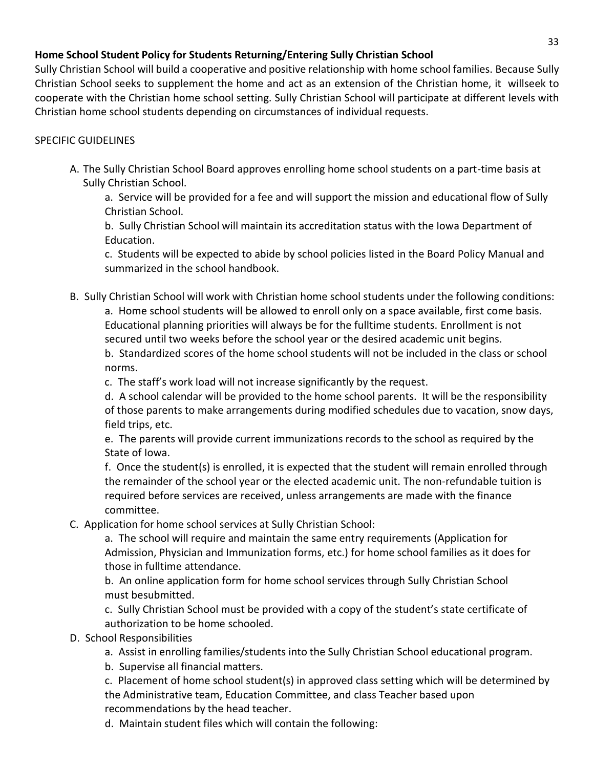**Home School Student Policy for Students Returning/Entering Sully Christian School**

Sully Christian School will build a cooperative and positive relationship with home school families. Because Sully Christian School seeks to supplement the home and act as an extension of the Christian home, it willseek to cooperate with the Christian home school setting. Sully Christian School will participate at different levels with Christian home school students depending on circumstances of individual requests.

SPECIFIC GUIDELINES

A. The Sully Christian School Board approves enrolling home school students on a part-time basis at Sully Christian School.
    a. Service will be provided for a fee and will support the mission and educational flow of Sully Christian School.
    b. Sully Christian School will maintain its accreditation status with the Iowa Department of Education.
    c. Students will be expected to abide by school policies listed in the Board Policy Manual and summarized in the school handbook.

B. Sully Christian School will work with Christian home school students under the following conditions:
    a. Home school students will be allowed to enroll only on a space available, first come basis. Educational planning priorities will always be for the fulltime students. Enrollment is not secured until two weeks before the school year or the desired academic unit begins.
    b. Standardized scores of the home school students will not be included in the class or school norms.
    c. The staff's work load will not increase significantly by the request.
    d. A school calendar will be provided to the home school parents. It will be the responsibility of those parents to make arrangements during modified schedules due to vacation, snow days, field trips, etc.
    e. The parents will provide current immunizations records to the school as required by the State of Iowa.
    f. Once the student(s) is enrolled, it is expected that the student will remain enrolled through the remainder of the school year or the elected academic unit. The non-refundable tuition is required before services are received, unless arrangements are made with the finance committee.

C. Application for home school services at Sully Christian School:
    a. The school will require and maintain the same entry requirements (Application for Admission, Physician and Immunization forms, etc.) for home school families as it does for those in fulltime attendance.
    b. An online application form for home school services through Sully Christian School must besubmitted.
    c. Sully Christian School must be provided with a copy of the student's state certificate of authorization to be home schooled.

D. School Responsibilities
    a. Assist in enrolling families/students into the Sully Christian School educational program.
    b. Supervise all financial matters.
    c. Placement of home school student(s) in approved class setting which will be determined by the Administrative team, Education Committee, and class Teacher based upon recommendations by the head teacher.
    d. Maintain student files which will contain the following: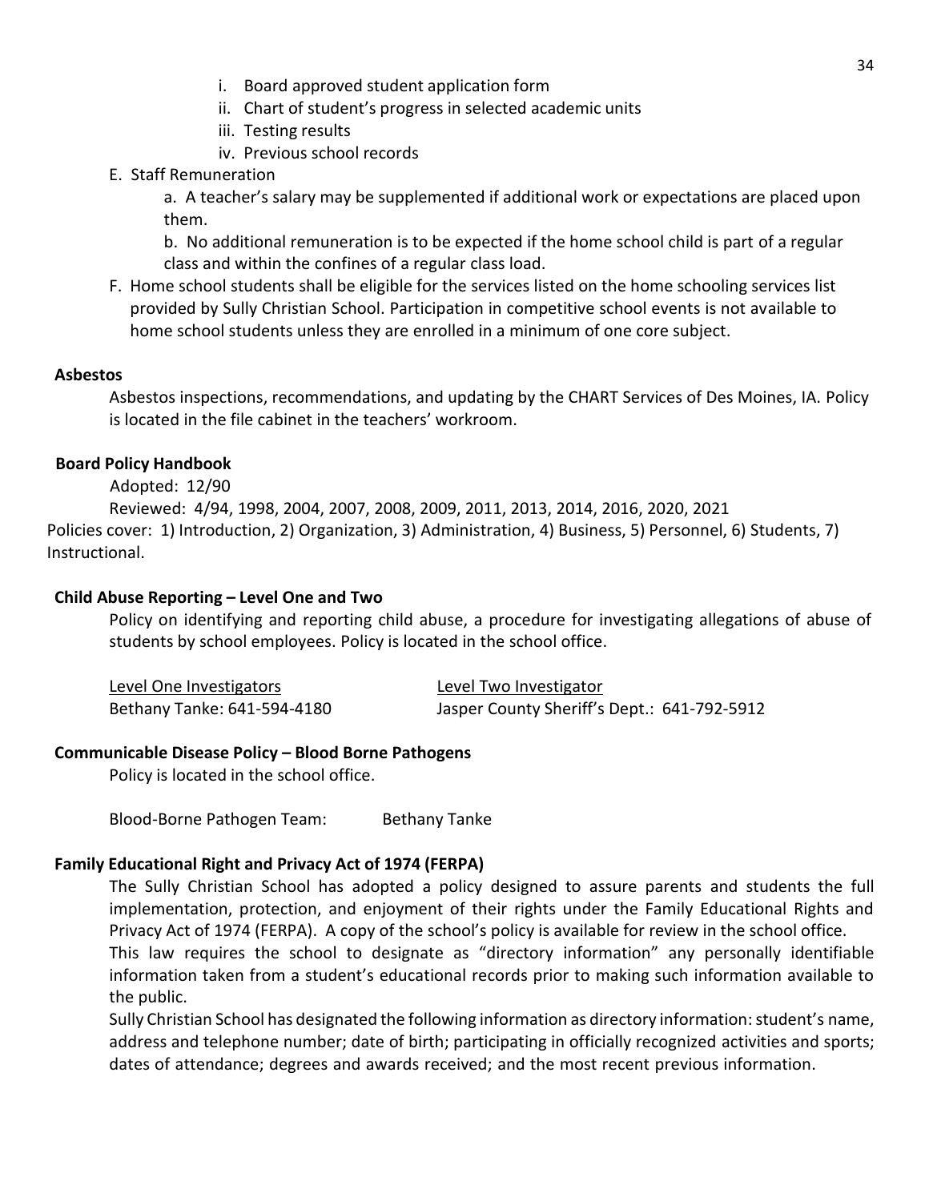i. Board approved student application form
   ii. Chart of student's progress in selected academic units
   iii. Testing results
   iv. Previous school records

E. Staff Remuneration

   a. A teacher's salary may be supplemented if additional work or expectations are placed upon them.

   b. No additional remuneration is to be expected if the home school child is part of a regular class and within the confines of a regular class load.

F. Home school students shall be eligible for the services listed on the home schooling services list provided by Sully Christian School. Participation in competitive school events is not available to home school students unless they are enrolled in a minimum of one core subject.

**Asbestos**

Asbestos inspections, recommendations, and updating by the CHART Services of Des Moines, IA. Policy is located in the file cabinet in the teachers' workroom.

**Board Policy Handbook**

Adopted: 12/90

Reviewed: 4/94, 1998, 2004, 2007, 2008, 2009, 2011, 2013, 2014, 2016, 2020, 2021

Policies cover: 1) Introduction, 2) Organization, 3) Administration, 4) Business, 5) Personnel, 6) Students, 7) Instructional.

**Child Abuse Reporting – Level One and Two**

Policy on identifying and reporting child abuse, a procedure for investigating allegations of abuse of students by school employees. Policy is located in the school office.

| Level One Investigators | Level Two Investigator |
|---|---|
| Bethany Tanke: 641-594-4180 | Jasper County Sheriff's Dept.: 641-792-5912 |

**Communicable Disease Policy – Blood Borne Pathogens**

Policy is located in the school office.

Blood-Borne Pathogen Team: Bethany Tanke

**Family Educational Right and Privacy Act of 1974 (FERPA)**

The Sully Christian School has adopted a policy designed to assure parents and students the full implementation, protection, and enjoyment of their rights under the Family Educational Rights and Privacy Act of 1974 (FERPA). A copy of the school's policy is available for review in the school office.

This law requires the school to designate as "directory information" any personally identifiable information taken from a student's educational records prior to making such information available to the public.

Sully Christian School has designated the following information as directory information: student's name, address and telephone number; date of birth; participating in officially recognized activities and sports; dates of attendance; degrees and awards received; and the most recent previous information.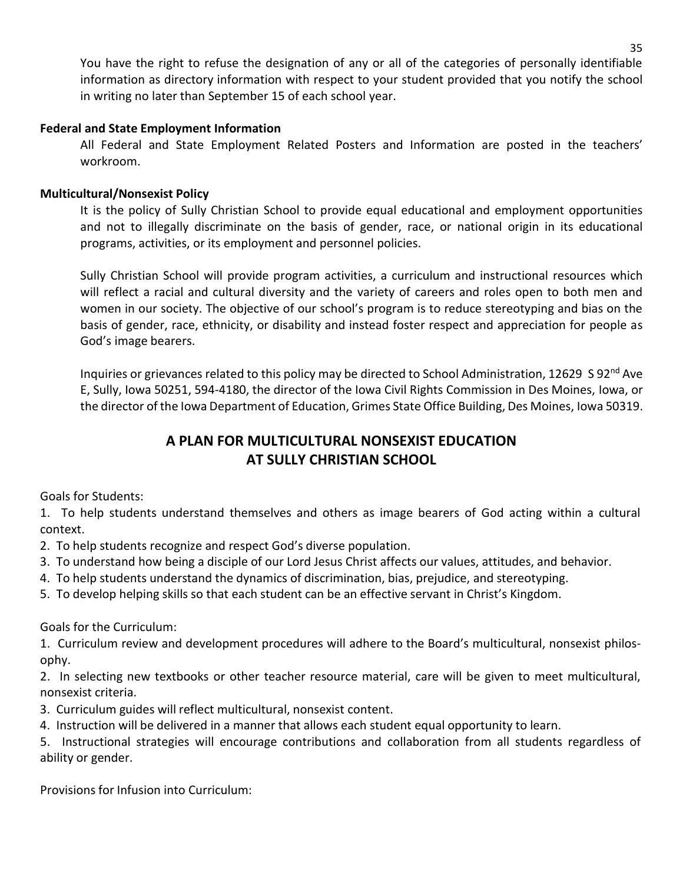You have the right to refuse the designation of any or all of the categories of personally identifiable information as directory information with respect to your student provided that you notify the school in writing no later than September 15 of each school year.

**Federal and State Employment Information**

All Federal and State Employment Related Posters and Information are posted in the teachers' workroom.

**Multicultural/Nonsexist Policy**

It is the policy of Sully Christian School to provide equal educational and employment opportunities and not to illegally discriminate on the basis of gender, race, or national origin in its educational programs, activities, or its employment and personnel policies.

Sully Christian School will provide program activities, a curriculum and instructional resources which will reflect a racial and cultural diversity and the variety of careers and roles open to both men and women in our society. The objective of our school's program is to reduce stereotyping and bias on the basis of gender, race, ethnicity, or disability and instead foster respect and appreciation for people as God's image bearers.

Inquiries or grievances related to this policy may be directed to School Administration, 12629 S 92nd Ave E, Sully, Iowa 50251, 594-4180, the director of the Iowa Civil Rights Commission in Des Moines, Iowa, or the director of the Iowa Department of Education, Grimes State Office Building, Des Moines, Iowa 50319.

## A PLAN FOR MULTICULTURAL NONSEXIST EDUCATION AT SULLY CHRISTIAN SCHOOL

Goals for Students:

1. To help students understand themselves and others as image bearers of God acting within a cultural context.
2. To help students recognize and respect God's diverse population.
3. To understand how being a disciple of our Lord Jesus Christ affects our values, attitudes, and behavior.
4. To help students understand the dynamics of discrimination, bias, prejudice, and stereotyping.
5. To develop helping skills so that each student can be an effective servant in Christ's Kingdom.

Goals for the Curriculum:

1. Curriculum review and development procedures will adhere to the Board's multicultural, nonsexist philosophy.
2. In selecting new textbooks or other teacher resource material, care will be given to meet multicultural, nonsexist criteria.
3. Curriculum guides will reflect multicultural, nonsexist content.
4. Instruction will be delivered in a manner that allows each student equal opportunity to learn.
5. Instructional strategies will encourage contributions and collaboration from all students regardless of ability or gender.

Provisions for Infusion into Curriculum: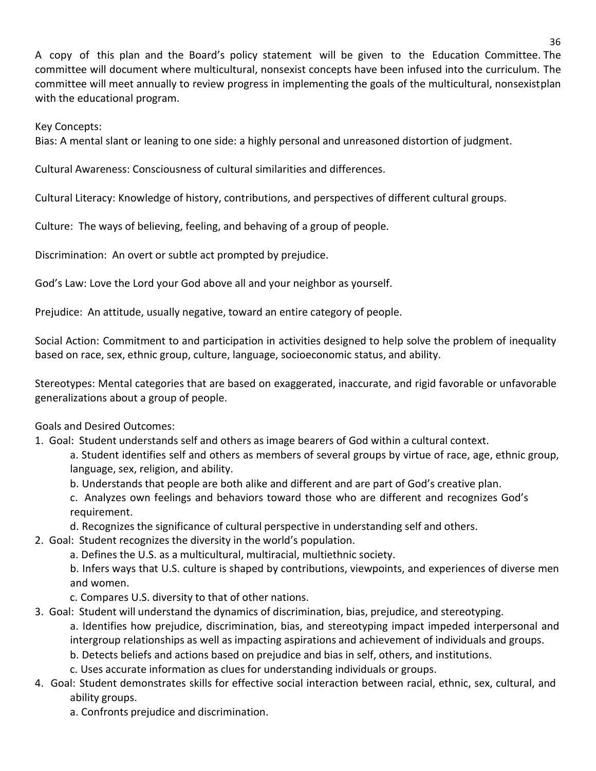A copy of this plan and the Board's policy statement will be given to the Education Committee. The committee will document where multicultural, nonsexist concepts have been infused into the curriculum. The committee will meet annually to review progress in implementing the goals of the multicultural, nonsexistplan with the educational program.

Key Concepts:
Bias: A mental slant or leaning to one side: a highly personal and unreasoned distortion of judgment.

Cultural Awareness: Consciousness of cultural similarities and differences.

Cultural Literacy: Knowledge of history, contributions, and perspectives of different cultural groups.

Culture: The ways of believing, feeling, and behaving of a group of people.

Discrimination: An overt or subtle act prompted by prejudice.

God's Law: Love the Lord your God above all and your neighbor as yourself.

Prejudice: An attitude, usually negative, toward an entire category of people.

Social Action: Commitment to and participation in activities designed to help solve the problem of inequality based on race, sex, ethnic group, culture, language, socioeconomic status, and ability.

Stereotypes: Mental categories that are based on exaggerated, inaccurate, and rigid favorable or unfavorable generalizations about a group of people.

Goals and Desired Outcomes:

1. Goal: Student understands self and others as image bearers of God within a cultural context.
   - a. Student identifies self and others as members of several groups by virtue of race, age, ethnic group, language, sex, religion, and ability.
   - b. Understands that people are both alike and different and are part of God's creative plan.
   - c. Analyzes own feelings and behaviors toward those who are different and recognizes God's requirement.
   - d. Recognizes the significance of cultural perspective in understanding self and others.
2. Goal: Student recognizes the diversity in the world's population.
   - a. Defines the U.S. as a multicultural, multiracial, multiethnic society.
   - b. Infers ways that U.S. culture is shaped by contributions, viewpoints, and experiences of diverse men and women.
   - c. Compares U.S. diversity to that of other nations.
3. Goal: Student will understand the dynamics of discrimination, bias, prejudice, and stereotyping.
   - a. Identifies how prejudice, discrimination, bias, and stereotyping impact impeded interpersonal and intergroup relationships as well as impacting aspirations and achievement of individuals and groups.
   - b. Detects beliefs and actions based on prejudice and bias in self, others, and institutions.
   - c. Uses accurate information as clues for understanding individuals or groups.
4. Goal: Student demonstrates skills for effective social interaction between racial, ethnic, sex, cultural, and ability groups.
   - a. Confronts prejudice and discrimination.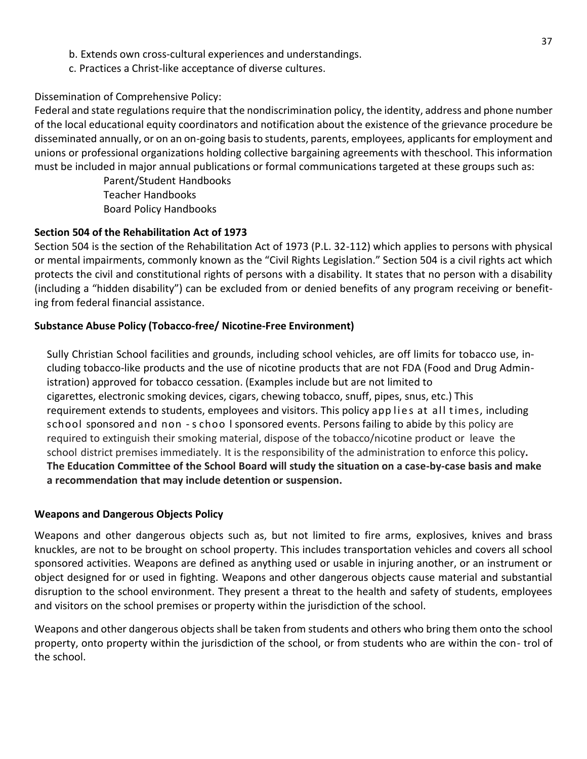b. Extends own cross-cultural experiences and understandings.

c. Practices a Christ-like acceptance of diverse cultures.

Dissemination of Comprehensive Policy:

Federal and state regulations require that the nondiscrimination policy, the identity, address and phone number of the local educational equity coordinators and notification about the existence of the grievance procedure be disseminated annually, or on an on-going basis to students, parents, employees, applicants for employment and unions or professional organizations holding collective bargaining agreements with theschool. This information must be included in major annual publications or formal communications targeted at these groups such as:

Parent/Student Handbooks
Teacher Handbooks
Board Policy Handbooks

**Section 504 of the Rehabilitation Act of 1973**

Section 504 is the section of the Rehabilitation Act of 1973 (P.L. 32-112) which applies to persons with physical or mental impairments, commonly known as the "Civil Rights Legislation." Section 504 is a civil rights act which protects the civil and constitutional rights of persons with a disability. It states that no person with a disability (including a "hidden disability") can be excluded from or denied benefits of any program receiving or benefiting from federal financial assistance.

**Substance Abuse Policy (Tobacco-free/ Nicotine-Free Environment)**

Sully Christian School facilities and grounds, including school vehicles, are off limits for tobacco use, including tobacco-like products and the use of nicotine products that are not FDA (Food and Drug Administration) approved for tobacco cessation. (Examples include but are not limited to cigarettes, electronic smoking devices, cigars, chewing tobacco, snuff, pipes, snus, etc.) This requirement extends to students, employees and visitors. This policy applies at all times, including school sponsored and non-school sponsored events. Persons failing to abide by this policy are required to extinguish their smoking material, dispose of the tobacco/nicotine product or leave the school district premises immediately. It is the responsibility of the administration to enforce this policy**. The Education Committee of the School Board will study the situation on a case-by-case basis and make a recommendation that may include detention or suspension.**

**Weapons and Dangerous Objects Policy**

Weapons and other dangerous objects such as, but not limited to fire arms, explosives, knives and brass knuckles, are not to be brought on school property. This includes transportation vehicles and covers all school sponsored activities. Weapons are defined as anything used or usable in injuring another, or an instrument or object designed for or used in fighting. Weapons and other dangerous objects cause material and substantial disruption to the school environment. They present a threat to the health and safety of students, employees and visitors on the school premises or property within the jurisdiction of the school.

Weapons and other dangerous objects shall be taken from students and others who bring them onto the school property, onto property within the jurisdiction of the school, or from students who are within the control of the school.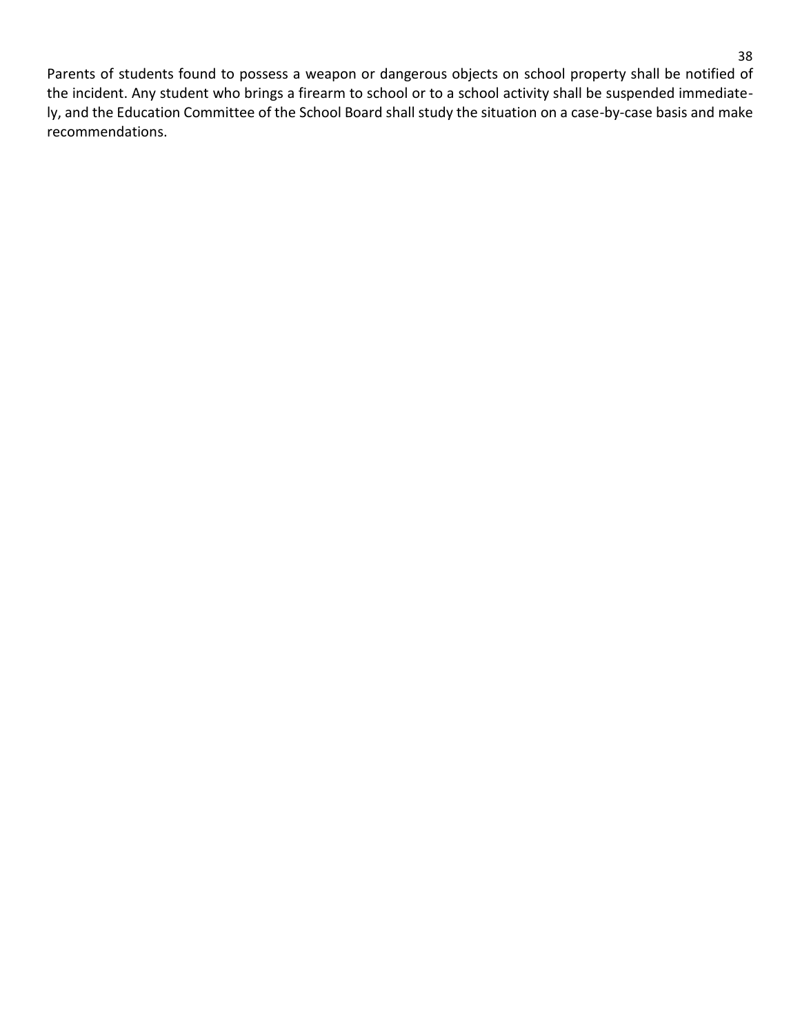Parents of students found to possess a weapon or dangerous objects on school property shall be notified of the incident. Any student who brings a firearm to school or to a school activity shall be suspended immediately, and the Education Committee of the School Board shall study the situation on a case-by-case basis and make recommendations.